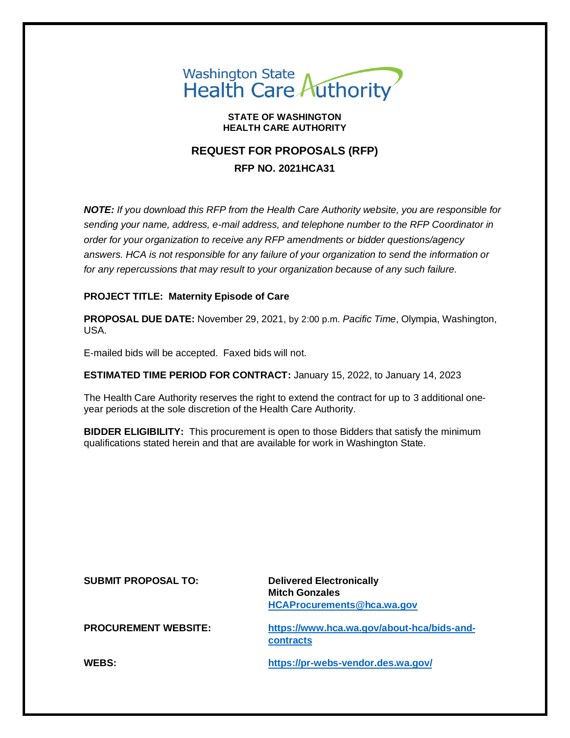Washington State Health Care Authority

**STATE OF WASHINGTON**
**HEALTH CARE AUTHORITY**

# REQUEST FOR PROPOSALS (RFP)

## RFP NO. 2021HCA31

***NOTE:*** *If you download this RFP from the Health Care Authority website, you are responsible for sending your name, address, e-mail address, and telephone number to the RFP Coordinator in order for your organization to receive any RFP amendments or bidder questions/agency answers. HCA is not responsible for any failure of your organization to send the information or for any repercussions that may result to your organization because of any such failure.*

**PROJECT TITLE: Maternity Episode of Care**

**PROPOSAL DUE DATE:** November 29, 2021, by 2:00 p.m. *Pacific Time*, Olympia, Washington, USA.

E-mailed bids will be accepted. Faxed bids will not.

**ESTIMATED TIME PERIOD FOR CONTRACT:** January 15, 2022, to January 14, 2023

The Health Care Authority reserves the right to extend the contract for up to 3 additional one-year periods at the sole discretion of the Health Care Authority.

**BIDDER ELIGIBILITY:** This procurement is open to those Bidders that satisfy the minimum qualifications stated herein and that are available for work in Washington State.

| | |
|---|---|
| **SUBMIT PROPOSAL TO:** | **Delivered Electronically**<br>**Mitch Gonzales**<br>**[HCAProcurements@hca.wa.gov](mailto:HCAProcurements@hca.wa.gov)** |
| **PROCUREMENT WEBSITE:** | **[https://www.hca.wa.gov/about-hca/bids-and-contracts](https://www.hca.wa.gov/about-hca/bids-and-contracts)** |
| **WEBS:** | **[https://pr-webs-vendor.des.wa.gov/](https://pr-webs-vendor.des.wa.gov/)** |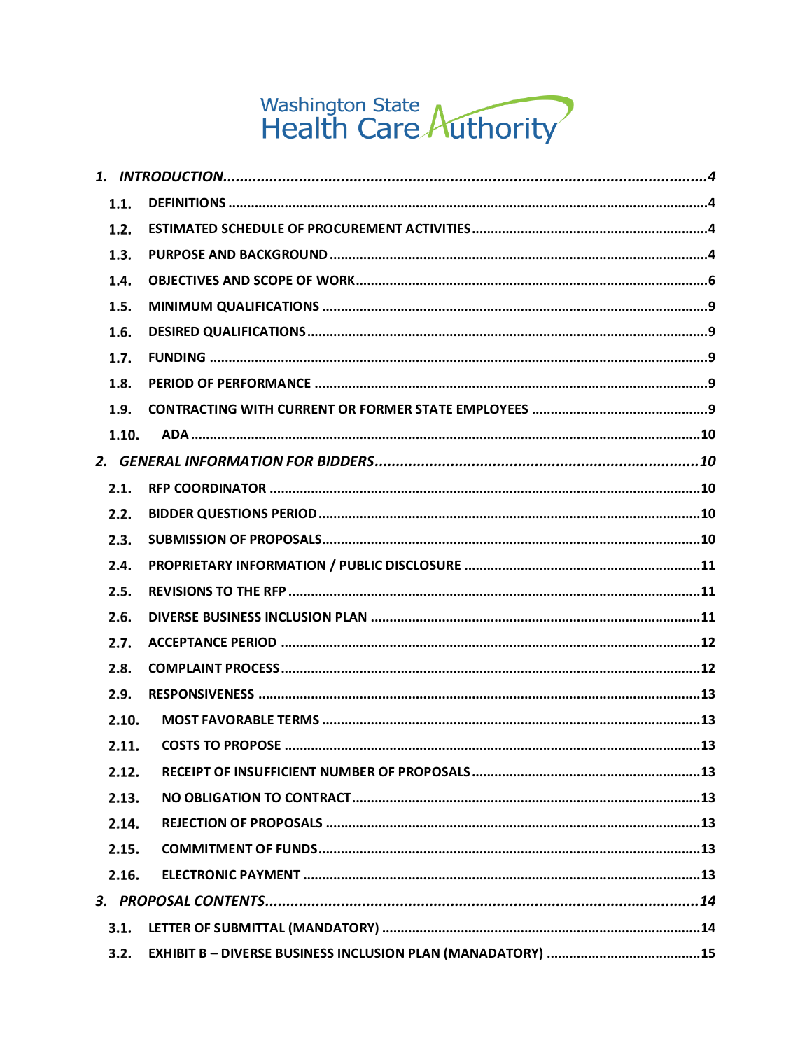Washington State Health Care Authority

1. INTRODUCTION ... 4
   - 1.1. DEFINITIONS ... 4
   - 1.2. ESTIMATED SCHEDULE OF PROCUREMENT ACTIVITIES ... 4
   - 1.3. PURPOSE AND BACKGROUND ... 4
   - 1.4. OBJECTIVES AND SCOPE OF WORK ... 6
   - 1.5. MINIMUM QUALIFICATIONS ... 9
   - 1.6. DESIRED QUALIFICATIONS ... 9
   - 1.7. FUNDING ... 9
   - 1.8. PERIOD OF PERFORMANCE ... 9
   - 1.9. CONTRACTING WITH CURRENT OR FORMER STATE EMPLOYEES ... 9
   - 1.10. ADA ... 10
2. GENERAL INFORMATION FOR BIDDERS ... 10
   - 2.1. RFP COORDINATOR ... 10
   - 2.2. BIDDER QUESTIONS PERIOD ... 10
   - 2.3. SUBMISSION OF PROPOSALS ... 10
   - 2.4. PROPRIETARY INFORMATION / PUBLIC DISCLOSURE ... 11
   - 2.5. REVISIONS TO THE RFP ... 11
   - 2.6. DIVERSE BUSINESS INCLUSION PLAN ... 11
   - 2.7. ACCEPTANCE PERIOD ... 12
   - 2.8. COMPLAINT PROCESS ... 12
   - 2.9. RESPONSIVENESS ... 13
   - 2.10. MOST FAVORABLE TERMS ... 13
   - 2.11. COSTS TO PROPOSE ... 13
   - 2.12. RECEIPT OF INSUFFICIENT NUMBER OF PROPOSALS ... 13
   - 2.13. NO OBLIGATION TO CONTRACT ... 13
   - 2.14. REJECTION OF PROPOSALS ... 13
   - 2.15. COMMITMENT OF FUNDS ... 13
   - 2.16. ELECTRONIC PAYMENT ... 13
3. PROPOSAL CONTENTS ... 14
   - 3.1. LETTER OF SUBMITTAL (MANDATORY) ... 14
   - 3.2. EXHIBIT B – DIVERSE BUSINESS INCLUSION PLAN (MANADATORY) ... 15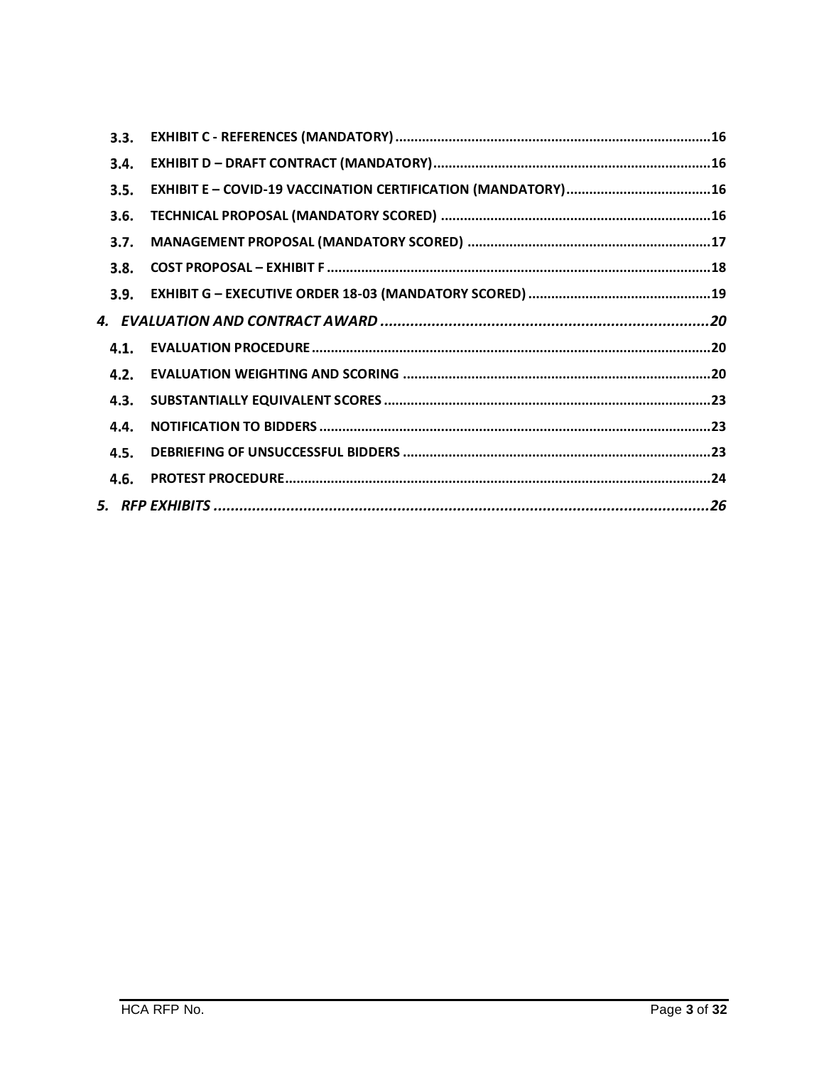| | | |
|---|---|---|
| **3.3.** | **EXHIBIT C - REFERENCES (MANDATORY)** | **16** |
| **3.4.** | **EXHIBIT D – DRAFT CONTRACT (MANDATORY)** | **16** |
| **3.5.** | **EXHIBIT E – COVID-19 VACCINATION CERTIFICATION (MANDATORY)** | **16** |
| **3.6.** | **TECHNICAL PROPOSAL (MANDATORY SCORED)** | **16** |
| **3.7.** | **MANAGEMENT PROPOSAL (MANDATORY SCORED)** | **17** |
| **3.8.** | **COST PROPOSAL – EXHIBIT F** | **18** |
| **3.9.** | **EXHIBIT G – EXECUTIVE ORDER 18-03 (MANDATORY SCORED)** | **19** |
| ***4.*** | ***EVALUATION AND CONTRACT AWARD*** | ***20*** |
| **4.1.** | **EVALUATION PROCEDURE** | **20** |
| **4.2.** | **EVALUATION WEIGHTING AND SCORING** | **20** |
| **4.3.** | **SUBSTANTIALLY EQUIVALENT SCORES** | **23** |
| **4.4.** | **NOTIFICATION TO BIDDERS** | **23** |
| **4.5.** | **DEBRIEFING OF UNSUCCESSFUL BIDDERS** | **23** |
| **4.6.** | **PROTEST PROCEDURE** | **24** |
| ***5.*** | ***RFP EXHIBITS*** | ***26*** |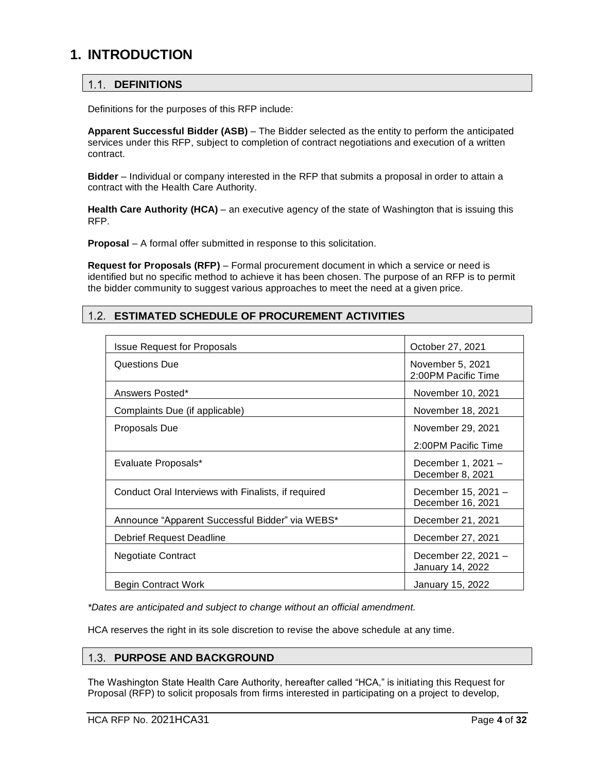# 1. INTRODUCTION

## 1.1. DEFINITIONS

Definitions for the purposes of this RFP include:

**Apparent Successful Bidder (ASB)** – The Bidder selected as the entity to perform the anticipated services under this RFP, subject to completion of contract negotiations and execution of a written contract.

**Bidder** – Individual or company interested in the RFP that submits a proposal in order to attain a contract with the Health Care Authority.

**Health Care Authority (HCA)** – an executive agency of the state of Washington that is issuing this RFP.

**Proposal** – A formal offer submitted in response to this solicitation.

**Request for Proposals (RFP)** – Formal procurement document in which a service or need is identified but no specific method to achieve it has been chosen. The purpose of an RFP is to permit the bidder community to suggest various approaches to meet the need at a given price.

## 1.2. ESTIMATED SCHEDULE OF PROCUREMENT ACTIVITIES

| Activity | Date |
|---|---|
| Issue Request for Proposals | October 27, 2021 |
| Questions Due | November 5, 2021 2:00PM Pacific Time |
| Answers Posted* | November 10, 2021 |
| Complaints Due (if applicable) | November 18, 2021 |
| Proposals Due | November 29, 2021 2:00PM Pacific Time |
| Evaluate Proposals* | December 1, 2021 – December 8, 2021 |
| Conduct Oral Interviews with Finalists, if required | December 15, 2021 – December 16, 2021 |
| Announce "Apparent Successful Bidder" via WEBS* | December 21, 2021 |
| Debrief Request Deadline | December 27, 2021 |
| Negotiate Contract | December 22, 2021 – January 14, 2022 |
| Begin Contract Work | January 15, 2022 |

*\*Dates are anticipated and subject to change without an official amendment.*

HCA reserves the right in its sole discretion to revise the above schedule at any time.

## 1.3. PURPOSE AND BACKGROUND

The Washington State Health Care Authority, hereafter called "HCA," is initiating this Request for Proposal (RFP) to solicit proposals from firms interested in participating on a project to develop,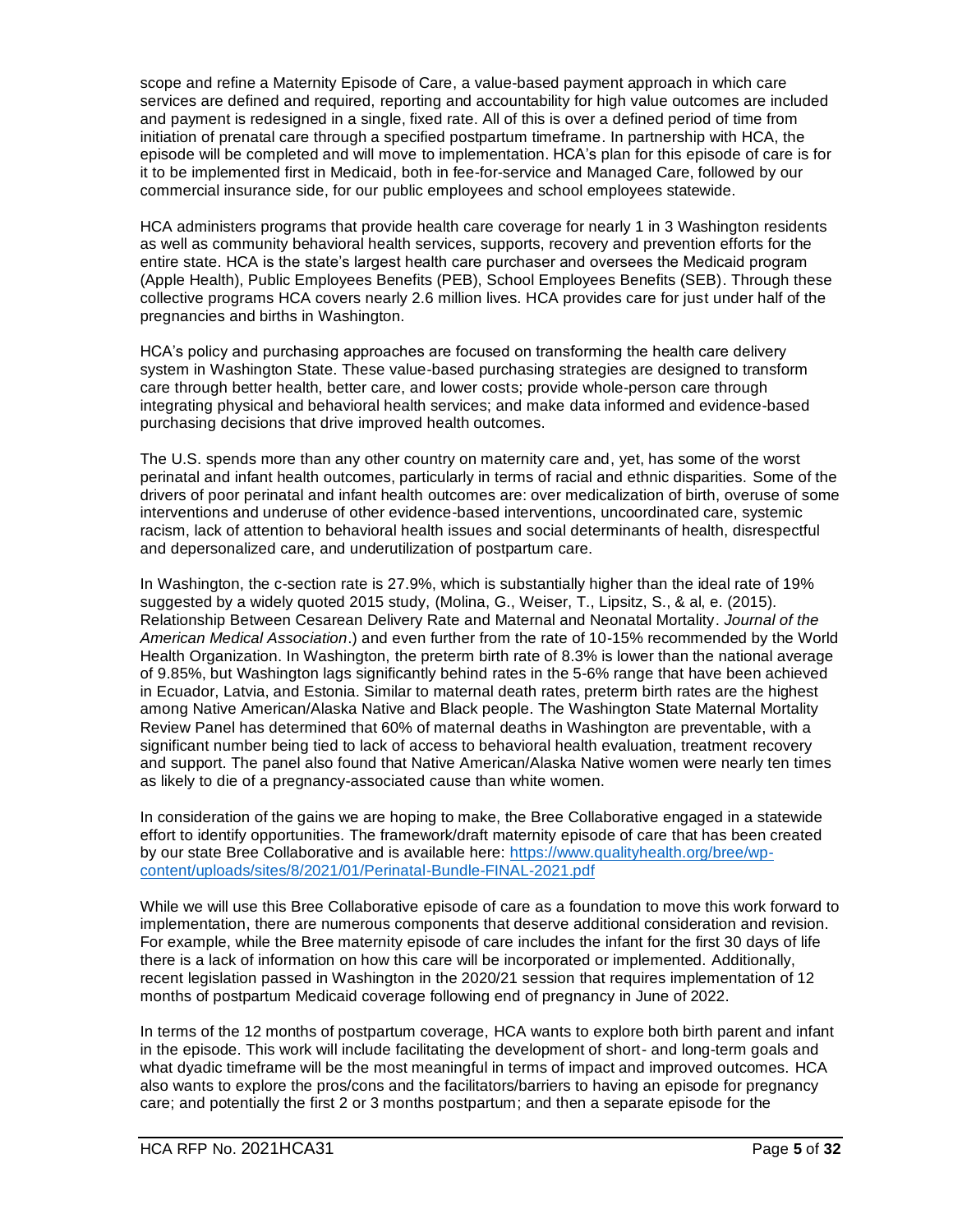scope and refine a Maternity Episode of Care, a value-based payment approach in which care services are defined and required, reporting and accountability for high value outcomes are included and payment is redesigned in a single, fixed rate. All of this is over a defined period of time from initiation of prenatal care through a specified postpartum timeframe. In partnership with HCA, the episode will be completed and will move to implementation. HCA's plan for this episode of care is for it to be implemented first in Medicaid, both in fee-for-service and Managed Care, followed by our commercial insurance side, for our public employees and school employees statewide.

HCA administers programs that provide health care coverage for nearly 1 in 3 Washington residents as well as community behavioral health services, supports, recovery and prevention efforts for the entire state. HCA is the state's largest health care purchaser and oversees the Medicaid program (Apple Health), Public Employees Benefits (PEB), School Employees Benefits (SEB). Through these collective programs HCA covers nearly 2.6 million lives. HCA provides care for just under half of the pregnancies and births in Washington.

HCA's policy and purchasing approaches are focused on transforming the health care delivery system in Washington State. These value-based purchasing strategies are designed to transform care through better health, better care, and lower costs; provide whole-person care through integrating physical and behavioral health services; and make data informed and evidence-based purchasing decisions that drive improved health outcomes.

The U.S. spends more than any other country on maternity care and, yet, has some of the worst perinatal and infant health outcomes, particularly in terms of racial and ethnic disparities. Some of the drivers of poor perinatal and infant health outcomes are: over medicalization of birth, overuse of some interventions and underuse of other evidence-based interventions, uncoordinated care, systemic racism, lack of attention to behavioral health issues and social determinants of health, disrespectful and depersonalized care, and underutilization of postpartum care.

In Washington, the c-section rate is 27.9%, which is substantially higher than the ideal rate of 19% suggested by a widely quoted 2015 study, (Molina, G., Weiser, T., Lipsitz, S., & al, e. (2015). Relationship Between Cesarean Delivery Rate and Maternal and Neonatal Mortality. *Journal of the American Medical Association*.) and even further from the rate of 10-15% recommended by the World Health Organization. In Washington, the preterm birth rate of 8.3% is lower than the national average of 9.85%, but Washington lags significantly behind rates in the 5-6% range that have been achieved in Ecuador, Latvia, and Estonia. Similar to maternal death rates, preterm birth rates are the highest among Native American/Alaska Native and Black people. The Washington State Maternal Mortality Review Panel has determined that 60% of maternal deaths in Washington are preventable, with a significant number being tied to lack of access to behavioral health evaluation, treatment recovery and support. The panel also found that Native American/Alaska Native women were nearly ten times as likely to die of a pregnancy-associated cause than white women.

In consideration of the gains we are hoping to make, the Bree Collaborative engaged in a statewide effort to identify opportunities. The framework/draft maternity episode of care that has been created by our state Bree Collaborative and is available here: [https://www.qualityhealth.org/bree/wp-content/uploads/sites/8/2021/01/Perinatal-Bundle-FINAL-2021.pdf](https://www.qualityhealth.org/bree/wp-content/uploads/sites/8/2021/01/Perinatal-Bundle-FINAL-2021.pdf)

While we will use this Bree Collaborative episode of care as a foundation to move this work forward to implementation, there are numerous components that deserve additional consideration and revision. For example, while the Bree maternity episode of care includes the infant for the first 30 days of life there is a lack of information on how this care will be incorporated or implemented. Additionally, recent legislation passed in Washington in the 2020/21 session that requires implementation of 12 months of postpartum Medicaid coverage following end of pregnancy in June of 2022.

In terms of the 12 months of postpartum coverage, HCA wants to explore both birth parent and infant in the episode. This work will include facilitating the development of short- and long-term goals and what dyadic timeframe will be the most meaningful in terms of impact and improved outcomes. HCA also wants to explore the pros/cons and the facilitators/barriers to having an episode for pregnancy care; and potentially the first 2 or 3 months postpartum; and then a separate episode for the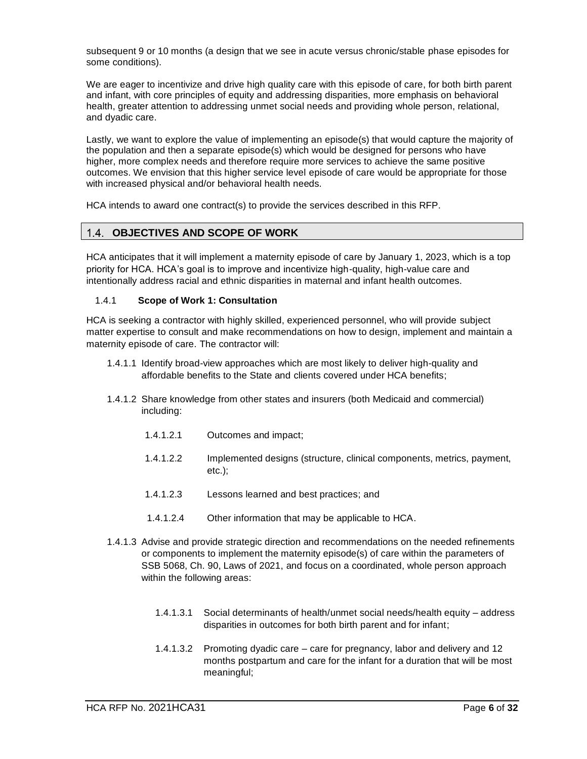subsequent 9 or 10 months (a design that we see in acute versus chronic/stable phase episodes for some conditions).

We are eager to incentivize and drive high quality care with this episode of care, for both birth parent and infant, with core principles of equity and addressing disparities, more emphasis on behavioral health, greater attention to addressing unmet social needs and providing whole person, relational, and dyadic care.

Lastly, we want to explore the value of implementing an episode(s) that would capture the majority of the population and then a separate episode(s) which would be designed for persons who have higher, more complex needs and therefore require more services to achieve the same positive outcomes. We envision that this higher service level episode of care would be appropriate for those with increased physical and/or behavioral health needs.

HCA intends to award one contract(s) to provide the services described in this RFP.

## 1.4. OBJECTIVES AND SCOPE OF WORK

HCA anticipates that it will implement a maternity episode of care by January 1, 2023, which is a top priority for HCA. HCA's goal is to improve and incentivize high-quality, high-value care and intentionally address racial and ethnic disparities in maternal and infant health outcomes.

### 1.4.1 Scope of Work 1: Consultation

HCA is seeking a contractor with highly skilled, experienced personnel, who will provide subject matter expertise to consult and make recommendations on how to design, implement and maintain a maternity episode of care. The contractor will:

1.4.1.1 Identify broad-view approaches which are most likely to deliver high-quality and affordable benefits to the State and clients covered under HCA benefits;

1.4.1.2 Share knowledge from other states and insurers (both Medicaid and commercial) including:

- 1.4.1.2.1 Outcomes and impact;
- 1.4.1.2.2 Implemented designs (structure, clinical components, metrics, payment, etc.);
- 1.4.1.2.3 Lessons learned and best practices; and
- 1.4.1.2.4 Other information that may be applicable to HCA.

1.4.1.3 Advise and provide strategic direction and recommendations on the needed refinements or components to implement the maternity episode(s) of care within the parameters of SSB 5068, Ch. 90, Laws of 2021, and focus on a coordinated, whole person approach within the following areas:

- 1.4.1.3.1 Social determinants of health/unmet social needs/health equity – address disparities in outcomes for both birth parent and for infant;
- 1.4.1.3.2 Promoting dyadic care – care for pregnancy, labor and delivery and 12 months postpartum and care for the infant for a duration that will be most meaningful;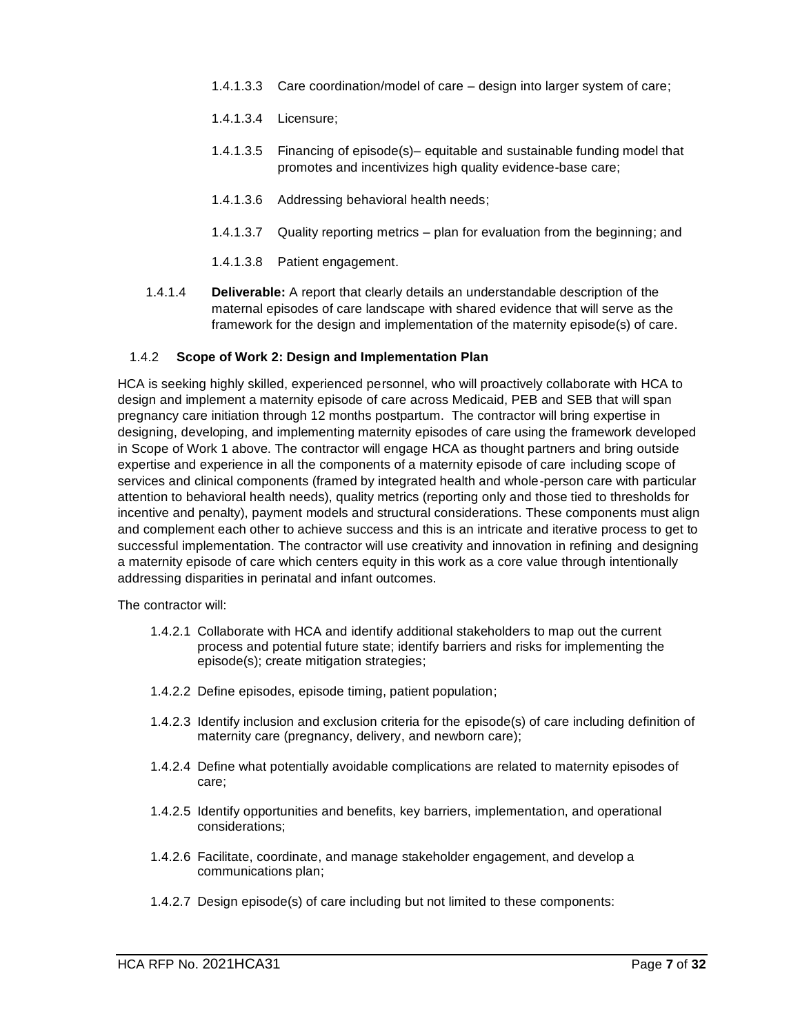1.4.1.3.3 Care coordination/model of care – design into larger system of care;

1.4.1.3.4 Licensure;

1.4.1.3.5 Financing of episode(s)– equitable and sustainable funding model that promotes and incentivizes high quality evidence-base care;

1.4.1.3.6 Addressing behavioral health needs;

1.4.1.3.7 Quality reporting metrics – plan for evaluation from the beginning; and

1.4.1.3.8 Patient engagement.

1.4.1.4 **Deliverable:** A report that clearly details an understandable description of the maternal episodes of care landscape with shared evidence that will serve as the framework for the design and implementation of the maternity episode(s) of care.

### 1.4.2 Scope of Work 2: Design and Implementation Plan

HCA is seeking highly skilled, experienced personnel, who will proactively collaborate with HCA to design and implement a maternity episode of care across Medicaid, PEB and SEB that will span pregnancy care initiation through 12 months postpartum. The contractor will bring expertise in designing, developing, and implementing maternity episodes of care using the framework developed in Scope of Work 1 above. The contractor will engage HCA as thought partners and bring outside expertise and experience in all the components of a maternity episode of care including scope of services and clinical components (framed by integrated health and whole-person care with particular attention to behavioral health needs), quality metrics (reporting only and those tied to thresholds for incentive and penalty), payment models and structural considerations. These components must align and complement each other to achieve success and this is an intricate and iterative process to get to successful implementation. The contractor will use creativity and innovation in refining and designing a maternity episode of care which centers equity in this work as a core value through intentionally addressing disparities in perinatal and infant outcomes.

The contractor will:

1.4.2.1 Collaborate with HCA and identify additional stakeholders to map out the current process and potential future state; identify barriers and risks for implementing the episode(s); create mitigation strategies;

1.4.2.2 Define episodes, episode timing, patient population;

1.4.2.3 Identify inclusion and exclusion criteria for the episode(s) of care including definition of maternity care (pregnancy, delivery, and newborn care);

1.4.2.4 Define what potentially avoidable complications are related to maternity episodes of care;

1.4.2.5 Identify opportunities and benefits, key barriers, implementation, and operational considerations;

1.4.2.6 Facilitate, coordinate, and manage stakeholder engagement, and develop a communications plan;

1.4.2.7 Design episode(s) of care including but not limited to these components: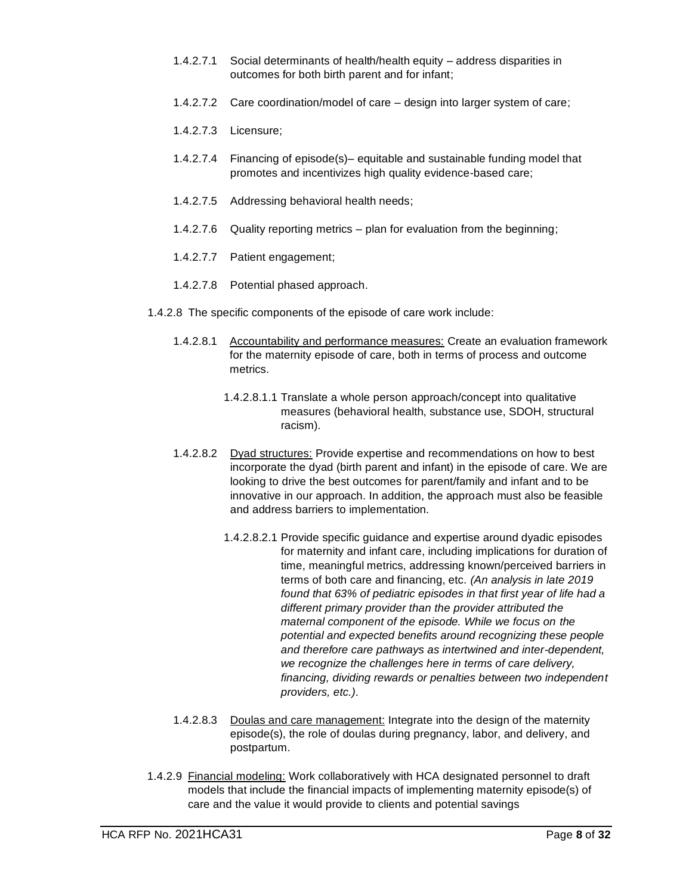1.4.2.7.1 Social determinants of health/health equity – address disparities in outcomes for both birth parent and for infant;

1.4.2.7.2 Care coordination/model of care – design into larger system of care;

1.4.2.7.3 Licensure;

1.4.2.7.4 Financing of episode(s)– equitable and sustainable funding model that promotes and incentivizes high quality evidence-based care;

1.4.2.7.5 Addressing behavioral health needs;

1.4.2.7.6 Quality reporting metrics – plan for evaluation from the beginning;

1.4.2.7.7 Patient engagement;

1.4.2.7.8 Potential phased approach.

1.4.2.8 The specific components of the episode of care work include:

1.4.2.8.1 Accountability and performance measures: Create an evaluation framework for the maternity episode of care, both in terms of process and outcome metrics.

1.4.2.8.1.1 Translate a whole person approach/concept into qualitative measures (behavioral health, substance use, SDOH, structural racism).

1.4.2.8.2 Dyad structures: Provide expertise and recommendations on how to best incorporate the dyad (birth parent and infant) in the episode of care. We are looking to drive the best outcomes for parent/family and infant and to be innovative in our approach. In addition, the approach must also be feasible and address barriers to implementation.

1.4.2.8.2.1 Provide specific guidance and expertise around dyadic episodes for maternity and infant care, including implications for duration of time, meaningful metrics, addressing known/perceived barriers in terms of both care and financing, etc. *(An analysis in late 2019 found that 63% of pediatric episodes in that first year of life had a different primary provider than the provider attributed the maternal component of the episode. While we focus on the potential and expected benefits around recognizing these people and therefore care pathways as intertwined and inter-dependent, we recognize the challenges here in terms of care delivery, financing, dividing rewards or penalties between two independent providers, etc.)*.

1.4.2.8.3 Doulas and care management: Integrate into the design of the maternity episode(s), the role of doulas during pregnancy, labor, and delivery, and postpartum.

1.4.2.9 Financial modeling: Work collaboratively with HCA designated personnel to draft models that include the financial impacts of implementing maternity episode(s) of care and the value it would provide to clients and potential savings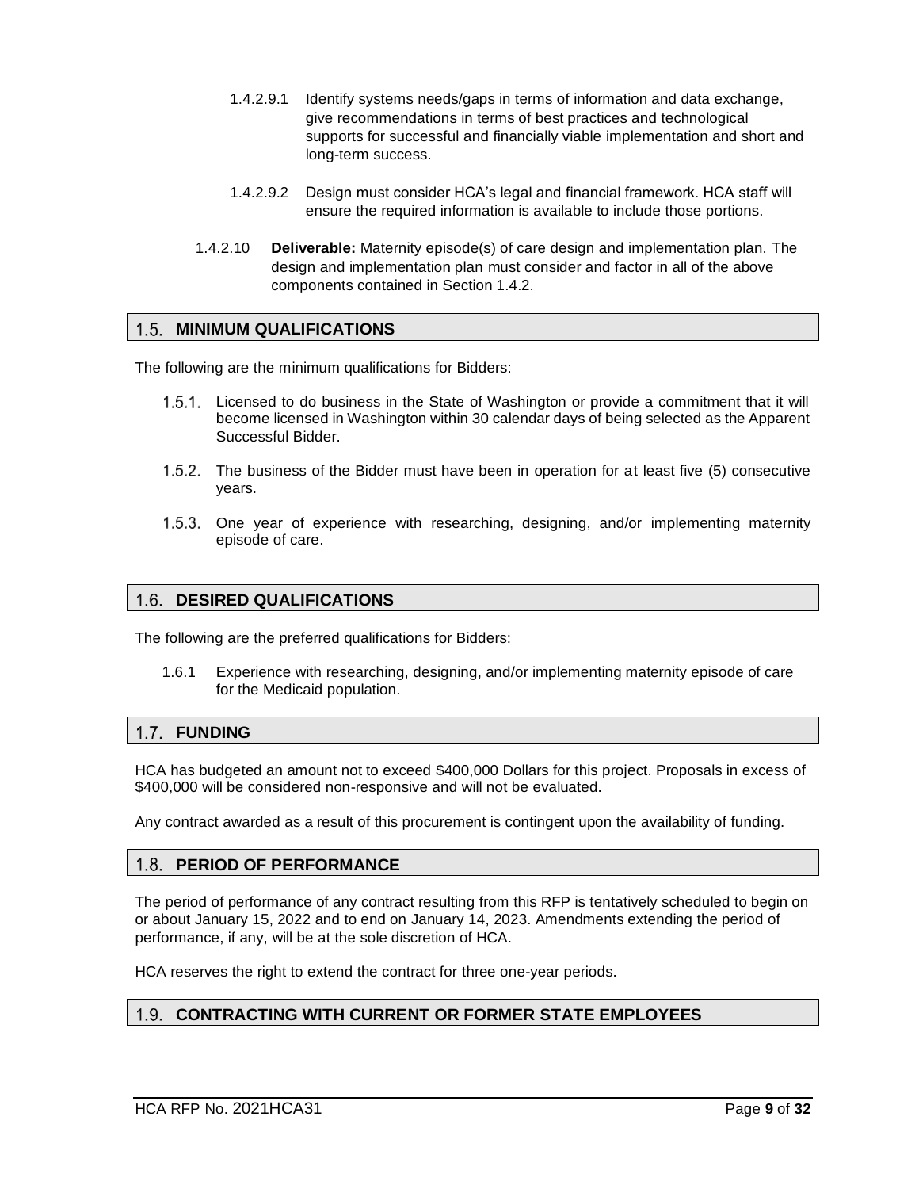1.4.2.9.1 Identify systems needs/gaps in terms of information and data exchange, give recommendations in terms of best practices and technological supports for successful and financially viable implementation and short and long-term success.

1.4.2.9.2 Design must consider HCA's legal and financial framework. HCA staff will ensure the required information is available to include those portions.

1.4.2.10 **Deliverable:** Maternity episode(s) of care design and implementation plan. The design and implementation plan must consider and factor in all of the above components contained in Section 1.4.2.

## 1.5. MINIMUM QUALIFICATIONS

The following are the minimum qualifications for Bidders:

1.5.1. Licensed to do business in the State of Washington or provide a commitment that it will become licensed in Washington within 30 calendar days of being selected as the Apparent Successful Bidder.

1.5.2. The business of the Bidder must have been in operation for at least five (5) consecutive years.

1.5.3. One year of experience with researching, designing, and/or implementing maternity episode of care.

## 1.6. DESIRED QUALIFICATIONS

The following are the preferred qualifications for Bidders:

1.6.1 Experience with researching, designing, and/or implementing maternity episode of care for the Medicaid population.

## 1.7. FUNDING

HCA has budgeted an amount not to exceed $400,000 Dollars for this project. Proposals in excess of $400,000 will be considered non-responsive and will not be evaluated.

Any contract awarded as a result of this procurement is contingent upon the availability of funding.

## 1.8. PERIOD OF PERFORMANCE

The period of performance of any contract resulting from this RFP is tentatively scheduled to begin on or about January 15, 2022 and to end on January 14, 2023. Amendments extending the period of performance, if any, will be at the sole discretion of HCA.

HCA reserves the right to extend the contract for three one-year periods.

## 1.9. CONTRACTING WITH CURRENT OR FORMER STATE EMPLOYEES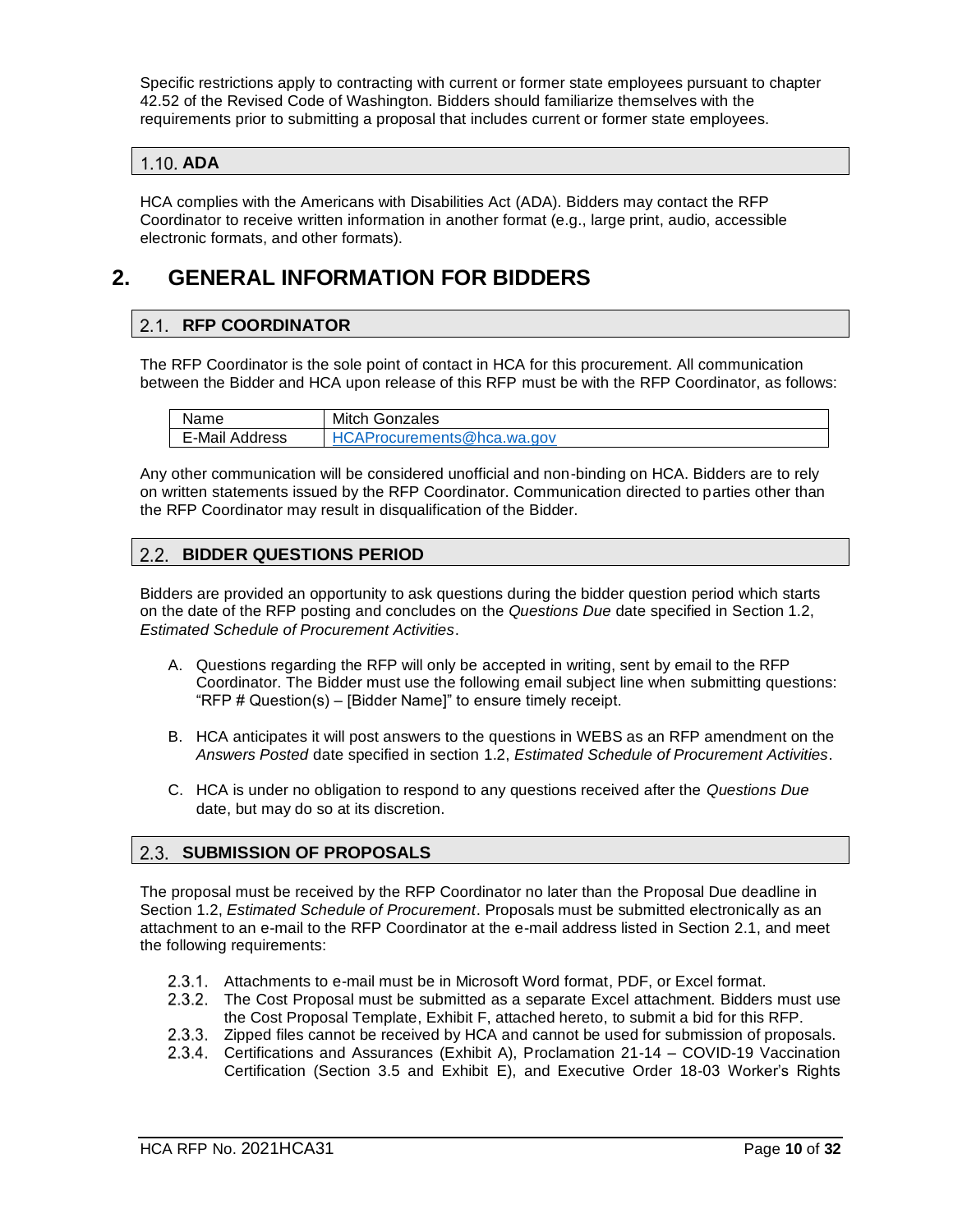Specific restrictions apply to contracting with current or former state employees pursuant to chapter 42.52 of the Revised Code of Washington. Bidders should familiarize themselves with the requirements prior to submitting a proposal that includes current or former state employees.

### 1.10. ADA

HCA complies with the Americans with Disabilities Act (ADA). Bidders may contact the RFP Coordinator to receive written information in another format (e.g., large print, audio, accessible electronic formats, and other formats).

# 2. GENERAL INFORMATION FOR BIDDERS

### 2.1. RFP COORDINATOR

The RFP Coordinator is the sole point of contact in HCA for this procurement. All communication between the Bidder and HCA upon release of this RFP must be with the RFP Coordinator, as follows:

| Name | Mitch Gonzales |
|---|---|
| E-Mail Address | HCAProcurements@hca.wa.gov |

Any other communication will be considered unofficial and non-binding on HCA. Bidders are to rely on written statements issued by the RFP Coordinator. Communication directed to parties other than the RFP Coordinator may result in disqualification of the Bidder.

### 2.2. BIDDER QUESTIONS PERIOD

Bidders are provided an opportunity to ask questions during the bidder question period which starts on the date of the RFP posting and concludes on the *Questions Due* date specified in Section 1.2, *Estimated Schedule of Procurement Activities*.

A. Questions regarding the RFP will only be accepted in writing, sent by email to the RFP Coordinator. The Bidder must use the following email subject line when submitting questions: "RFP # Question(s) – [Bidder Name]" to ensure timely receipt.

B. HCA anticipates it will post answers to the questions in WEBS as an RFP amendment on the *Answers Posted* date specified in section 1.2, *Estimated Schedule of Procurement Activities*.

C. HCA is under no obligation to respond to any questions received after the *Questions Due* date, but may do so at its discretion.

### 2.3. SUBMISSION OF PROPOSALS

The proposal must be received by the RFP Coordinator no later than the Proposal Due deadline in Section 1.2, *Estimated Schedule of Procurement*. Proposals must be submitted electronically as an attachment to an e-mail to the RFP Coordinator at the e-mail address listed in Section 2.1, and meet the following requirements:

2.3.1. Attachments to e-mail must be in Microsoft Word format, PDF, or Excel format.

2.3.2. The Cost Proposal must be submitted as a separate Excel attachment. Bidders must use the Cost Proposal Template, Exhibit F, attached hereto, to submit a bid for this RFP.

2.3.3. Zipped files cannot be received by HCA and cannot be used for submission of proposals.

2.3.4. Certifications and Assurances (Exhibit A), Proclamation 21-14 – COVID-19 Vaccination Certification (Section 3.5 and Exhibit E), and Executive Order 18-03 Worker's Rights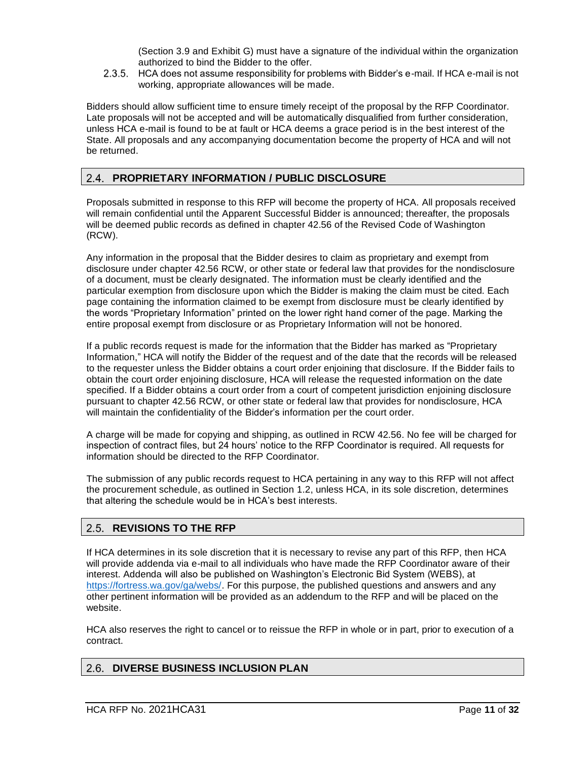(Section 3.9 and Exhibit G) must have a signature of the individual within the organization authorized to bind the Bidder to the offer.

2.3.5. HCA does not assume responsibility for problems with Bidder's e-mail. If HCA e-mail is not working, appropriate allowances will be made.

Bidders should allow sufficient time to ensure timely receipt of the proposal by the RFP Coordinator. Late proposals will not be accepted and will be automatically disqualified from further consideration, unless HCA e-mail is found to be at fault or HCA deems a grace period is in the best interest of the State. All proposals and any accompanying documentation become the property of HCA and will not be returned.

## 2.4. PROPRIETARY INFORMATION / PUBLIC DISCLOSURE

Proposals submitted in response to this RFP will become the property of HCA. All proposals received will remain confidential until the Apparent Successful Bidder is announced; thereafter, the proposals will be deemed public records as defined in chapter 42.56 of the Revised Code of Washington (RCW).

Any information in the proposal that the Bidder desires to claim as proprietary and exempt from disclosure under chapter 42.56 RCW, or other state or federal law that provides for the nondisclosure of a document, must be clearly designated. The information must be clearly identified and the particular exemption from disclosure upon which the Bidder is making the claim must be cited. Each page containing the information claimed to be exempt from disclosure must be clearly identified by the words "Proprietary Information" printed on the lower right hand corner of the page. Marking the entire proposal exempt from disclosure or as Proprietary Information will not be honored.

If a public records request is made for the information that the Bidder has marked as "Proprietary Information," HCA will notify the Bidder of the request and of the date that the records will be released to the requester unless the Bidder obtains a court order enjoining that disclosure. If the Bidder fails to obtain the court order enjoining disclosure, HCA will release the requested information on the date specified. If a Bidder obtains a court order from a court of competent jurisdiction enjoining disclosure pursuant to chapter 42.56 RCW, or other state or federal law that provides for nondisclosure, HCA will maintain the confidentiality of the Bidder's information per the court order.

A charge will be made for copying and shipping, as outlined in RCW 42.56. No fee will be charged for inspection of contract files, but 24 hours' notice to the RFP Coordinator is required. All requests for information should be directed to the RFP Coordinator.

The submission of any public records request to HCA pertaining in any way to this RFP will not affect the procurement schedule, as outlined in Section 1.2, unless HCA, in its sole discretion, determines that altering the schedule would be in HCA's best interests.

## 2.5. REVISIONS TO THE RFP

If HCA determines in its sole discretion that it is necessary to revise any part of this RFP, then HCA will provide addenda via e-mail to all individuals who have made the RFP Coordinator aware of their interest. Addenda will also be published on Washington's Electronic Bid System (WEBS), at https://fortress.wa.gov/ga/webs/. For this purpose, the published questions and answers and any other pertinent information will be provided as an addendum to the RFP and will be placed on the website.

HCA also reserves the right to cancel or to reissue the RFP in whole or in part, prior to execution of a contract.

## 2.6. DIVERSE BUSINESS INCLUSION PLAN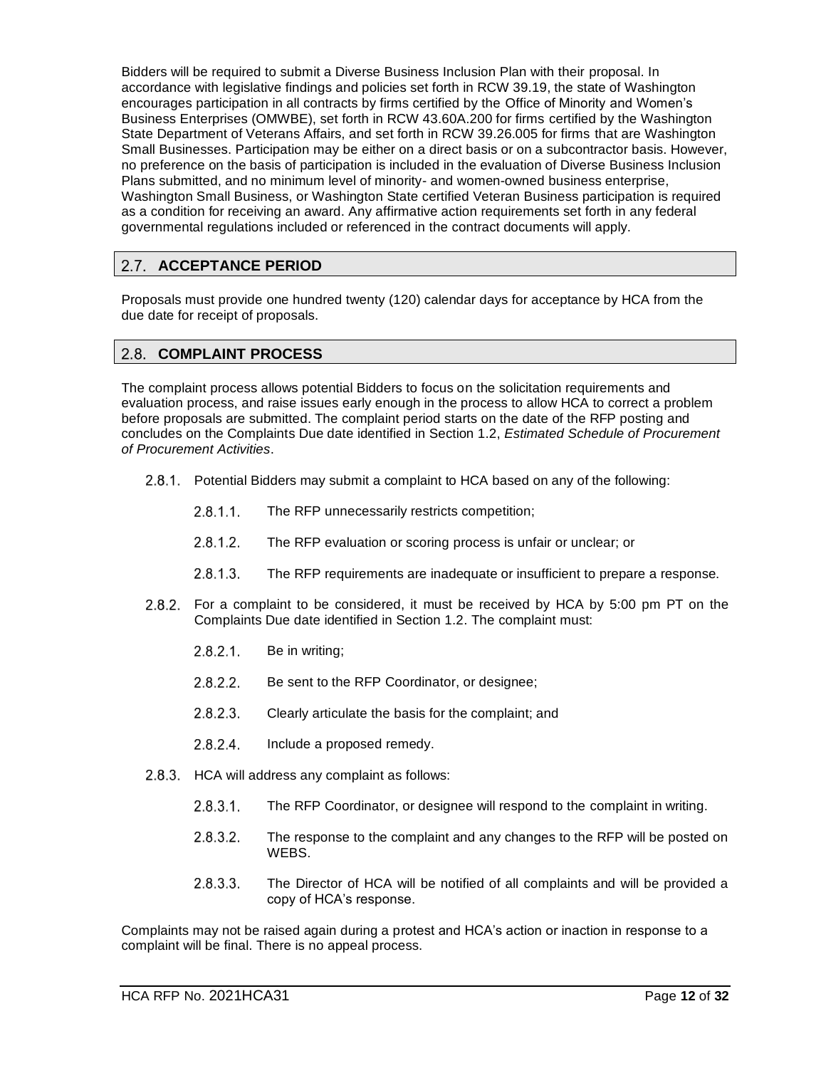Bidders will be required to submit a Diverse Business Inclusion Plan with their proposal. In accordance with legislative findings and policies set forth in RCW 39.19, the state of Washington encourages participation in all contracts by firms certified by the Office of Minority and Women's Business Enterprises (OMWBE), set forth in RCW 43.60A.200 for firms certified by the Washington State Department of Veterans Affairs, and set forth in RCW 39.26.005 for firms that are Washington Small Businesses. Participation may be either on a direct basis or on a subcontractor basis. However, no preference on the basis of participation is included in the evaluation of Diverse Business Inclusion Plans submitted, and no minimum level of minority- and women-owned business enterprise, Washington Small Business, or Washington State certified Veteran Business participation is required as a condition for receiving an award. Any affirmative action requirements set forth in any federal governmental regulations included or referenced in the contract documents will apply.

## 2.7. ACCEPTANCE PERIOD

Proposals must provide one hundred twenty (120) calendar days for acceptance by HCA from the due date for receipt of proposals.

## 2.8. COMPLAINT PROCESS

The complaint process allows potential Bidders to focus on the solicitation requirements and evaluation process, and raise issues early enough in the process to allow HCA to correct a problem before proposals are submitted. The complaint period starts on the date of the RFP posting and concludes on the Complaints Due date identified in Section 1.2, *Estimated Schedule of Procurement of Procurement Activities*.

2.8.1. Potential Bidders may submit a complaint to HCA based on any of the following:

- 2.8.1.1. The RFP unnecessarily restricts competition;
- 2.8.1.2. The RFP evaluation or scoring process is unfair or unclear; or
- 2.8.1.3. The RFP requirements are inadequate or insufficient to prepare a response.

2.8.2. For a complaint to be considered, it must be received by HCA by 5:00 pm PT on the Complaints Due date identified in Section 1.2. The complaint must:

- 2.8.2.1. Be in writing;
- 2.8.2.2. Be sent to the RFP Coordinator, or designee;
- 2.8.2.3. Clearly articulate the basis for the complaint; and
- 2.8.2.4. Include a proposed remedy.

2.8.3. HCA will address any complaint as follows:

- 2.8.3.1. The RFP Coordinator, or designee will respond to the complaint in writing.
- 2.8.3.2. The response to the complaint and any changes to the RFP will be posted on WEBS.
- 2.8.3.3. The Director of HCA will be notified of all complaints and will be provided a copy of HCA's response.

Complaints may not be raised again during a protest and HCA's action or inaction in response to a complaint will be final. There is no appeal process.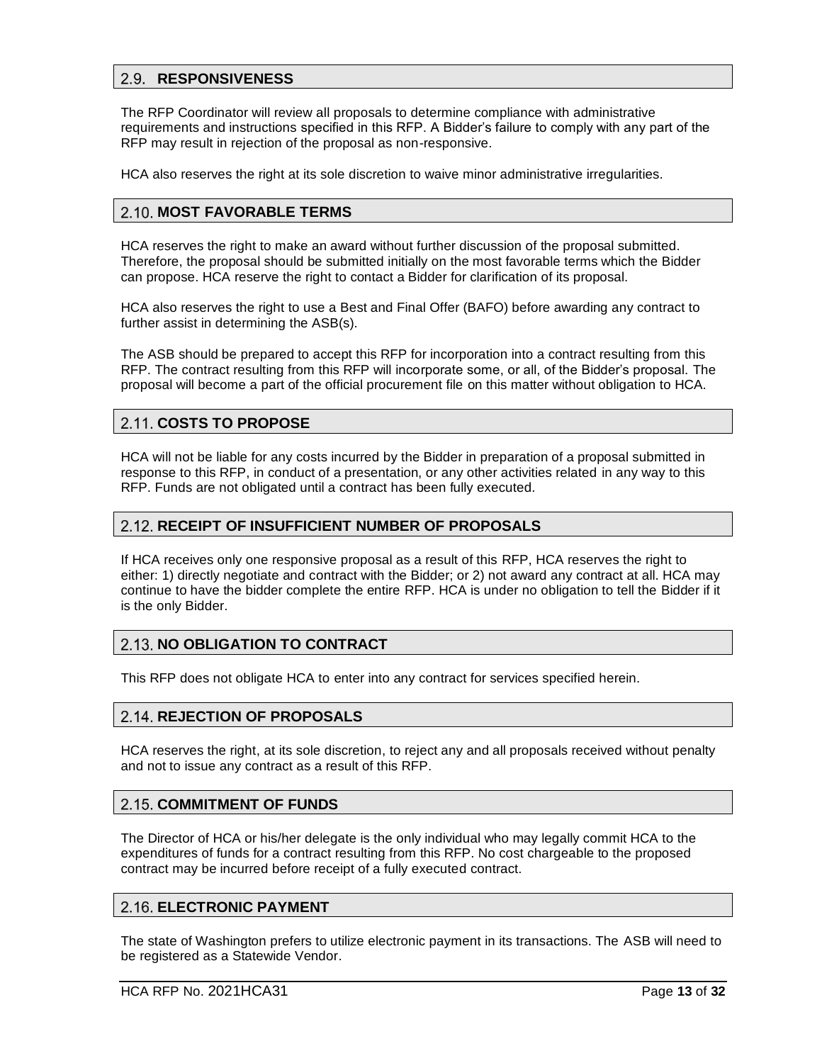## 2.9. RESPONSIVENESS

The RFP Coordinator will review all proposals to determine compliance with administrative requirements and instructions specified in this RFP. A Bidder's failure to comply with any part of the RFP may result in rejection of the proposal as non-responsive.

HCA also reserves the right at its sole discretion to waive minor administrative irregularities.

## 2.10. MOST FAVORABLE TERMS

HCA reserves the right to make an award without further discussion of the proposal submitted. Therefore, the proposal should be submitted initially on the most favorable terms which the Bidder can propose. HCA reserve the right to contact a Bidder for clarification of its proposal.

HCA also reserves the right to use a Best and Final Offer (BAFO) before awarding any contract to further assist in determining the ASB(s).

The ASB should be prepared to accept this RFP for incorporation into a contract resulting from this RFP. The contract resulting from this RFP will incorporate some, or all, of the Bidder's proposal. The proposal will become a part of the official procurement file on this matter without obligation to HCA.

## 2.11. COSTS TO PROPOSE

HCA will not be liable for any costs incurred by the Bidder in preparation of a proposal submitted in response to this RFP, in conduct of a presentation, or any other activities related in any way to this RFP. Funds are not obligated until a contract has been fully executed.

## 2.12. RECEIPT OF INSUFFICIENT NUMBER OF PROPOSALS

If HCA receives only one responsive proposal as a result of this RFP, HCA reserves the right to either: 1) directly negotiate and contract with the Bidder; or 2) not award any contract at all. HCA may continue to have the bidder complete the entire RFP. HCA is under no obligation to tell the Bidder if it is the only Bidder.

## 2.13. NO OBLIGATION TO CONTRACT

This RFP does not obligate HCA to enter into any contract for services specified herein.

## 2.14. REJECTION OF PROPOSALS

HCA reserves the right, at its sole discretion, to reject any and all proposals received without penalty and not to issue any contract as a result of this RFP.

## 2.15. COMMITMENT OF FUNDS

The Director of HCA or his/her delegate is the only individual who may legally commit HCA to the expenditures of funds for a contract resulting from this RFP. No cost chargeable to the proposed contract may be incurred before receipt of a fully executed contract.

## 2.16. ELECTRONIC PAYMENT

The state of Washington prefers to utilize electronic payment in its transactions. The ASB will need to be registered as a Statewide Vendor.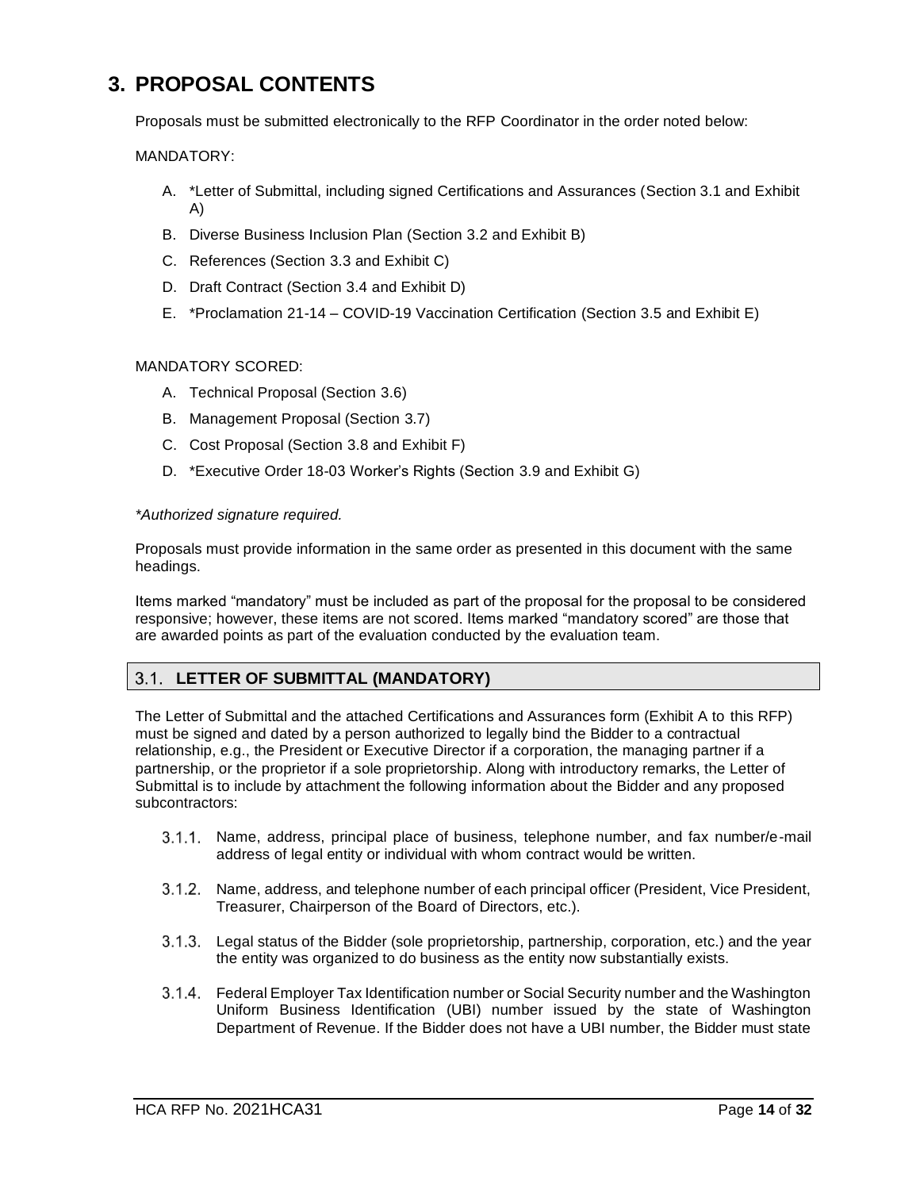# 3. PROPOSAL CONTENTS

Proposals must be submitted electronically to the RFP Coordinator in the order noted below:

MANDATORY:

A. *Letter of Submittal, including signed Certifications and Assurances (Section 3.1 and Exhibit A)
B. Diverse Business Inclusion Plan (Section 3.2 and Exhibit B)
C. References (Section 3.3 and Exhibit C)
D. Draft Contract (Section 3.4 and Exhibit D)
E. *Proclamation 21-14 – COVID-19 Vaccination Certification (Section 3.5 and Exhibit E)

MANDATORY SCORED:

A. Technical Proposal (Section 3.6)
B. Management Proposal (Section 3.7)
C. Cost Proposal (Section 3.8 and Exhibit F)
D. *Executive Order 18-03 Worker's Rights (Section 3.9 and Exhibit G)

*\*Authorized signature required.*

Proposals must provide information in the same order as presented in this document with the same headings.

Items marked "mandatory" must be included as part of the proposal for the proposal to be considered responsive; however, these items are not scored. Items marked "mandatory scored" are those that are awarded points as part of the evaluation conducted by the evaluation team.

## 3.1. LETTER OF SUBMITTAL (MANDATORY)

The Letter of Submittal and the attached Certifications and Assurances form (Exhibit A to this RFP) must be signed and dated by a person authorized to legally bind the Bidder to a contractual relationship, e.g., the President or Executive Director if a corporation, the managing partner if a partnership, or the proprietor if a sole proprietorship. Along with introductory remarks, the Letter of Submittal is to include by attachment the following information about the Bidder and any proposed subcontractors:

3.1.1. Name, address, principal place of business, telephone number, and fax number/e-mail address of legal entity or individual with whom contract would be written.

3.1.2. Name, address, and telephone number of each principal officer (President, Vice President, Treasurer, Chairperson of the Board of Directors, etc.).

3.1.3. Legal status of the Bidder (sole proprietorship, partnership, corporation, etc.) and the year the entity was organized to do business as the entity now substantially exists.

3.1.4. Federal Employer Tax Identification number or Social Security number and the Washington Uniform Business Identification (UBI) number issued by the state of Washington Department of Revenue. If the Bidder does not have a UBI number, the Bidder must state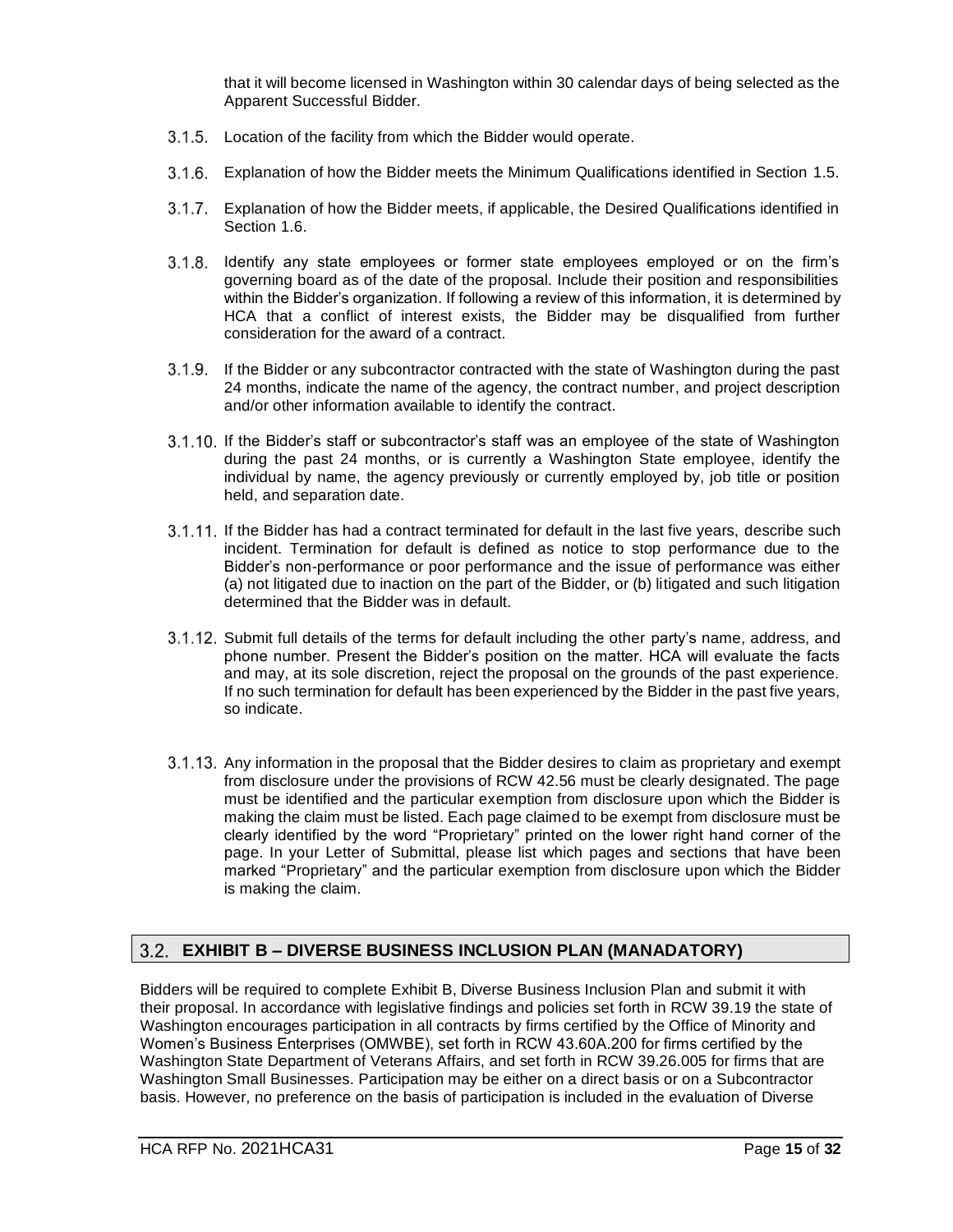that it will become licensed in Washington within 30 calendar days of being selected as the Apparent Successful Bidder.

3.1.5. Location of the facility from which the Bidder would operate.

3.1.6. Explanation of how the Bidder meets the Minimum Qualifications identified in Section 1.5.

3.1.7. Explanation of how the Bidder meets, if applicable, the Desired Qualifications identified in Section 1.6.

3.1.8. Identify any state employees or former state employees employed or on the firm's governing board as of the date of the proposal. Include their position and responsibilities within the Bidder's organization. If following a review of this information, it is determined by HCA that a conflict of interest exists, the Bidder may be disqualified from further consideration for the award of a contract.

3.1.9. If the Bidder or any subcontractor contracted with the state of Washington during the past 24 months, indicate the name of the agency, the contract number, and project description and/or other information available to identify the contract.

3.1.10. If the Bidder's staff or subcontractor's staff was an employee of the state of Washington during the past 24 months, or is currently a Washington State employee, identify the individual by name, the agency previously or currently employed by, job title or position held, and separation date.

3.1.11. If the Bidder has had a contract terminated for default in the last five years, describe such incident. Termination for default is defined as notice to stop performance due to the Bidder's non-performance or poor performance and the issue of performance was either (a) not litigated due to inaction on the part of the Bidder, or (b) litigated and such litigation determined that the Bidder was in default.

3.1.12. Submit full details of the terms for default including the other party's name, address, and phone number. Present the Bidder's position on the matter. HCA will evaluate the facts and may, at its sole discretion, reject the proposal on the grounds of the past experience. If no such termination for default has been experienced by the Bidder in the past five years, so indicate.

3.1.13. Any information in the proposal that the Bidder desires to claim as proprietary and exempt from disclosure under the provisions of RCW 42.56 must be clearly designated. The page must be identified and the particular exemption from disclosure upon which the Bidder is making the claim must be listed. Each page claimed to be exempt from disclosure must be clearly identified by the word "Proprietary" printed on the lower right hand corner of the page. In your Letter of Submittal, please list which pages and sections that have been marked "Proprietary" and the particular exemption from disclosure upon which the Bidder is making the claim.

## 3.2. EXHIBIT B – DIVERSE BUSINESS INCLUSION PLAN (MANADATORY)

Bidders will be required to complete Exhibit B, Diverse Business Inclusion Plan and submit it with their proposal. In accordance with legislative findings and policies set forth in RCW 39.19 the state of Washington encourages participation in all contracts by firms certified by the Office of Minority and Women's Business Enterprises (OMWBE), set forth in RCW 43.60A.200 for firms certified by the Washington State Department of Veterans Affairs, and set forth in RCW 39.26.005 for firms that are Washington Small Businesses. Participation may be either on a direct basis or on a Subcontractor basis. However, no preference on the basis of participation is included in the evaluation of Diverse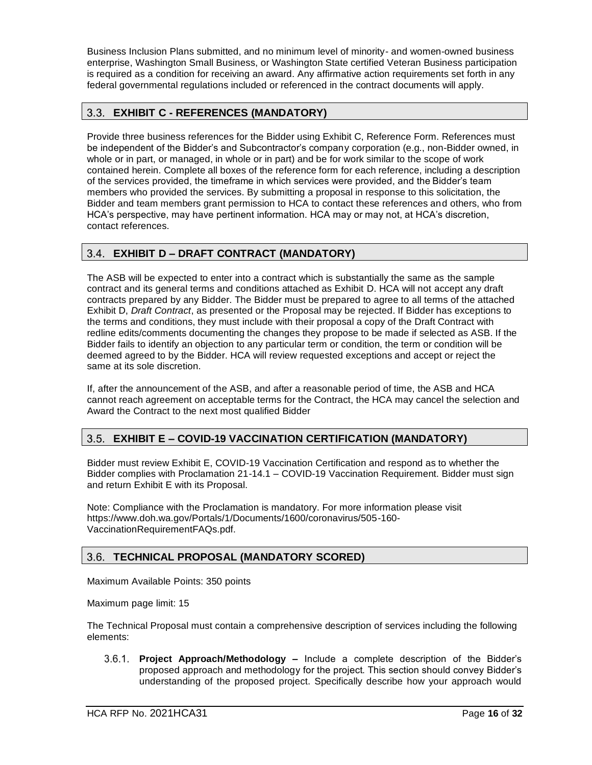Business Inclusion Plans submitted, and no minimum level of minority- and women-owned business enterprise, Washington Small Business, or Washington State certified Veteran Business participation is required as a condition for receiving an award. Any affirmative action requirements set forth in any federal governmental regulations included or referenced in the contract documents will apply.

## 3.3. EXHIBIT C - REFERENCES (MANDATORY)

Provide three business references for the Bidder using Exhibit C, Reference Form. References must be independent of the Bidder's and Subcontractor's company corporation (e.g., non-Bidder owned, in whole or in part, or managed, in whole or in part) and be for work similar to the scope of work contained herein. Complete all boxes of the reference form for each reference, including a description of the services provided, the timeframe in which services were provided, and the Bidder's team members who provided the services. By submitting a proposal in response to this solicitation, the Bidder and team members grant permission to HCA to contact these references and others, who from HCA's perspective, may have pertinent information. HCA may or may not, at HCA's discretion, contact references.

## 3.4. EXHIBIT D – DRAFT CONTRACT (MANDATORY)

The ASB will be expected to enter into a contract which is substantially the same as the sample contract and its general terms and conditions attached as Exhibit D. HCA will not accept any draft contracts prepared by any Bidder. The Bidder must be prepared to agree to all terms of the attached Exhibit D, *Draft Contract*, as presented or the Proposal may be rejected. If Bidder has exceptions to the terms and conditions, they must include with their proposal a copy of the Draft Contract with redline edits/comments documenting the changes they propose to be made if selected as ASB. If the Bidder fails to identify an objection to any particular term or condition, the term or condition will be deemed agreed to by the Bidder. HCA will review requested exceptions and accept or reject the same at its sole discretion.

If, after the announcement of the ASB, and after a reasonable period of time, the ASB and HCA cannot reach agreement on acceptable terms for the Contract, the HCA may cancel the selection and Award the Contract to the next most qualified Bidder

## 3.5. EXHIBIT E – COVID-19 VACCINATION CERTIFICATION (MANDATORY)

Bidder must review Exhibit E, COVID-19 Vaccination Certification and respond as to whether the Bidder complies with Proclamation 21-14.1 – COVID-19 Vaccination Requirement. Bidder must sign and return Exhibit E with its Proposal.

Note: Compliance with the Proclamation is mandatory. For more information please visit https://www.doh.wa.gov/Portals/1/Documents/1600/coronavirus/505-160-VaccinationRequirementFAQs.pdf.

## 3.6. TECHNICAL PROPOSAL (MANDATORY SCORED)

Maximum Available Points: 350 points

Maximum page limit: 15

The Technical Proposal must contain a comprehensive description of services including the following elements:

3.6.1. **Project Approach/Methodology –** Include a complete description of the Bidder's proposed approach and methodology for the project. This section should convey Bidder's understanding of the proposed project. Specifically describe how your approach would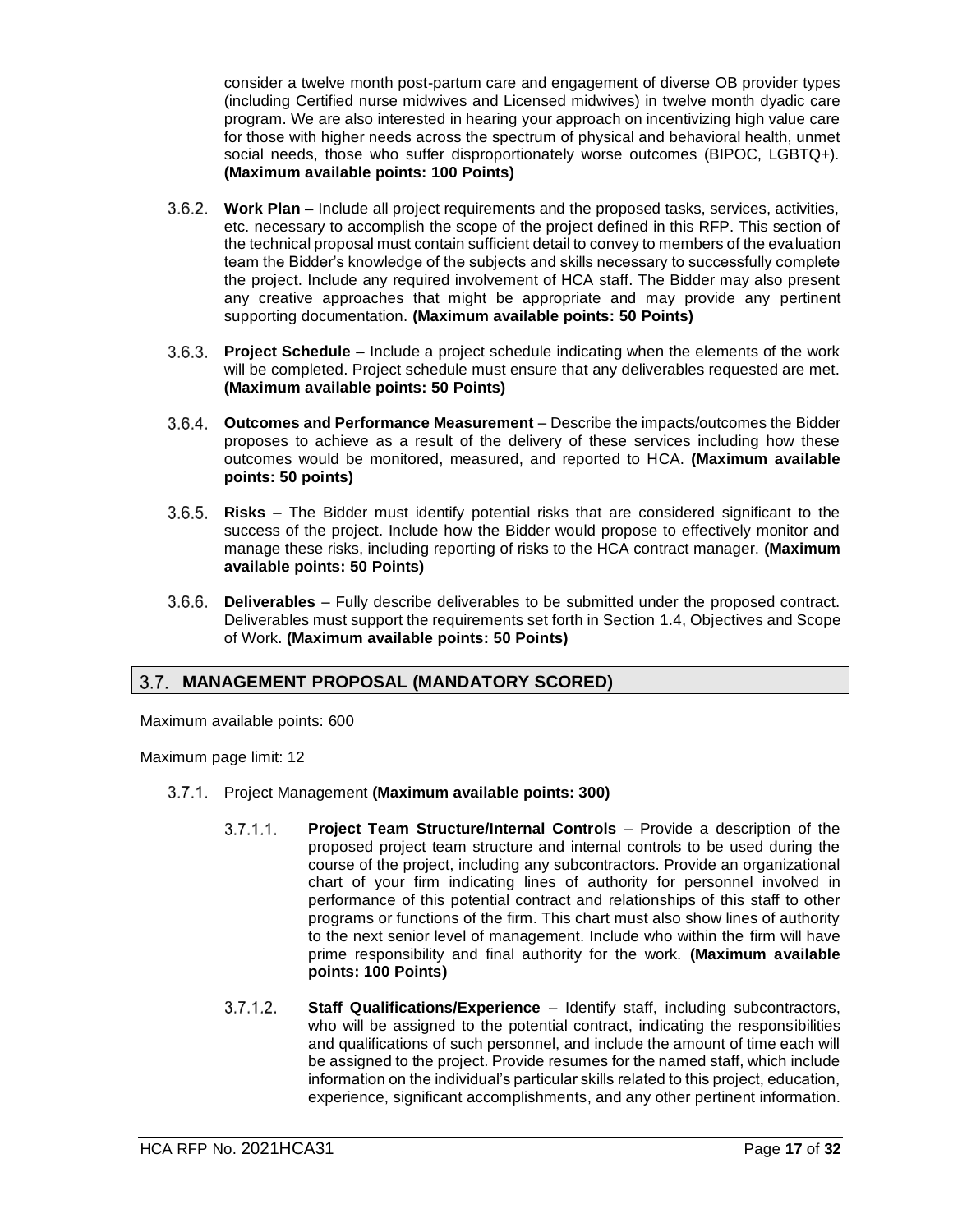consider a twelve month post-partum care and engagement of diverse OB provider types (including Certified nurse midwives and Licensed midwives) in twelve month dyadic care program. We are also interested in hearing your approach on incentivizing high value care for those with higher needs across the spectrum of physical and behavioral health, unmet social needs, those who suffer disproportionately worse outcomes (BIPOC, LGBTQ+). **(Maximum available points: 100 Points)**

3.6.2. **Work Plan –** Include all project requirements and the proposed tasks, services, activities, etc. necessary to accomplish the scope of the project defined in this RFP. This section of the technical proposal must contain sufficient detail to convey to members of the evaluation team the Bidder's knowledge of the subjects and skills necessary to successfully complete the project. Include any required involvement of HCA staff. The Bidder may also present any creative approaches that might be appropriate and may provide any pertinent supporting documentation. **(Maximum available points: 50 Points)**

3.6.3. **Project Schedule –** Include a project schedule indicating when the elements of the work will be completed. Project schedule must ensure that any deliverables requested are met. **(Maximum available points: 50 Points)**

3.6.4. **Outcomes and Performance Measurement** – Describe the impacts/outcomes the Bidder proposes to achieve as a result of the delivery of these services including how these outcomes would be monitored, measured, and reported to HCA. **(Maximum available points: 50 points)**

3.6.5. **Risks** – The Bidder must identify potential risks that are considered significant to the success of the project. Include how the Bidder would propose to effectively monitor and manage these risks, including reporting of risks to the HCA contract manager. **(Maximum available points: 50 Points)**

3.6.6. **Deliverables** – Fully describe deliverables to be submitted under the proposed contract. Deliverables must support the requirements set forth in Section 1.4, Objectives and Scope of Work. **(Maximum available points: 50 Points)**

## 3.7. MANAGEMENT PROPOSAL (MANDATORY SCORED)

Maximum available points: 600

Maximum page limit: 12

3.7.1. Project Management **(Maximum available points: 300)**

3.7.1.1. **Project Team Structure/Internal Controls** – Provide a description of the proposed project team structure and internal controls to be used during the course of the project, including any subcontractors. Provide an organizational chart of your firm indicating lines of authority for personnel involved in performance of this potential contract and relationships of this staff to other programs or functions of the firm. This chart must also show lines of authority to the next senior level of management. Include who within the firm will have prime responsibility and final authority for the work. **(Maximum available points: 100 Points)**

3.7.1.2. **Staff Qualifications/Experience** – Identify staff, including subcontractors, who will be assigned to the potential contract, indicating the responsibilities and qualifications of such personnel, and include the amount of time each will be assigned to the project. Provide resumes for the named staff, which include information on the individual's particular skills related to this project, education, experience, significant accomplishments, and any other pertinent information.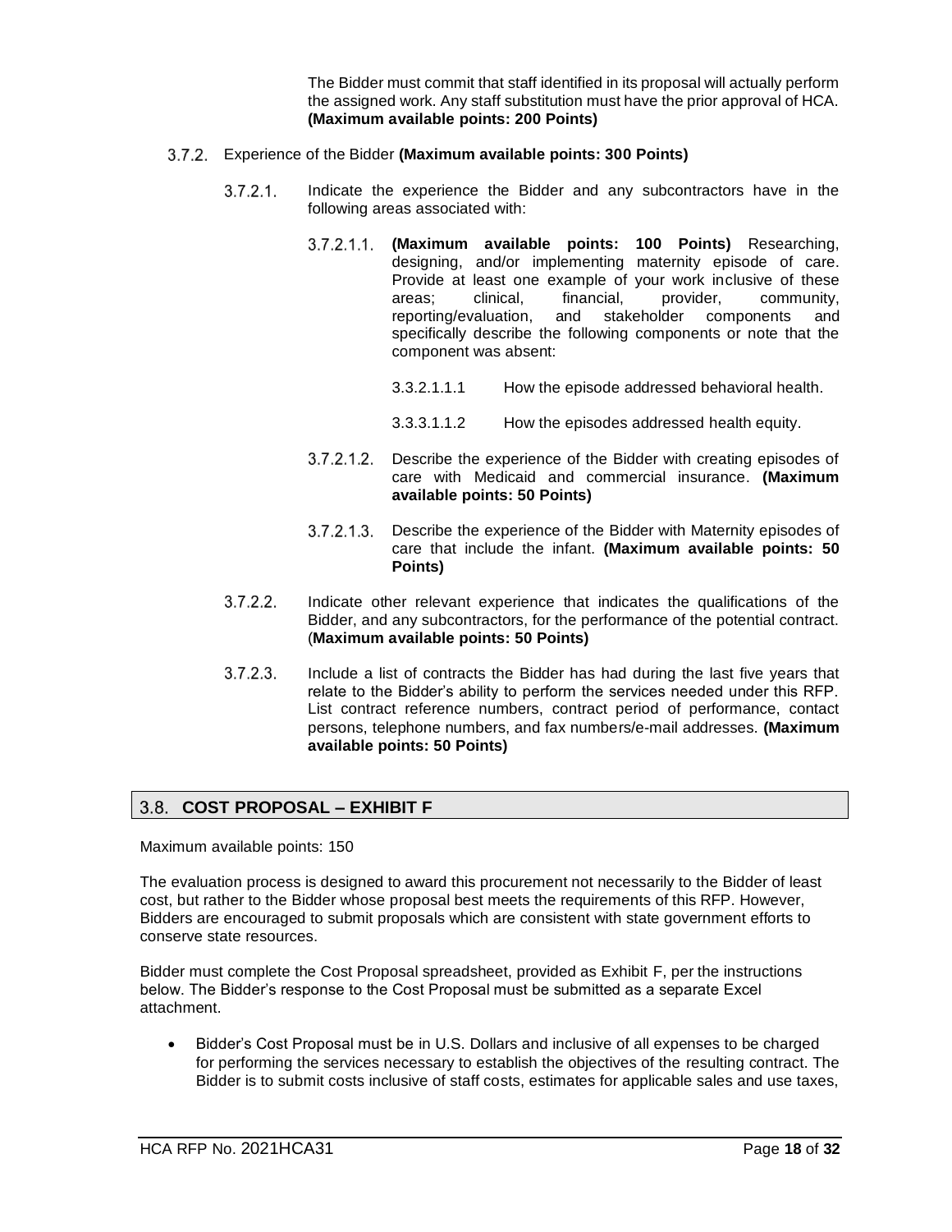The Bidder must commit that staff identified in its proposal will actually perform the assigned work. Any staff substitution must have the prior approval of HCA. **(Maximum available points: 200 Points)**

3.7.2. Experience of the Bidder **(Maximum available points: 300 Points)**

3.7.2.1. Indicate the experience the Bidder and any subcontractors have in the following areas associated with:

3.7.2.1.1. **(Maximum available points: 100 Points)** Researching, designing, and/or implementing maternity episode of care. Provide at least one example of your work inclusive of these areas; clinical, financial, provider, community, reporting/evaluation, and stakeholder components and specifically describe the following components or note that the component was absent:

3.3.2.1.1.1 How the episode addressed behavioral health.

3.3.3.1.1.2 How the episodes addressed health equity.

3.7.2.1.2. Describe the experience of the Bidder with creating episodes of care with Medicaid and commercial insurance. **(Maximum available points: 50 Points)**

3.7.2.1.3. Describe the experience of the Bidder with Maternity episodes of care that include the infant. **(Maximum available points: 50 Points)**

3.7.2.2. Indicate other relevant experience that indicates the qualifications of the Bidder, and any subcontractors, for the performance of the potential contract. (**Maximum available points: 50 Points)**

3.7.2.3. Include a list of contracts the Bidder has had during the last five years that relate to the Bidder's ability to perform the services needed under this RFP. List contract reference numbers, contract period of performance, contact persons, telephone numbers, and fax numbers/e-mail addresses. **(Maximum available points: 50 Points)**

## 3.8. COST PROPOSAL – EXHIBIT F

Maximum available points: 150

The evaluation process is designed to award this procurement not necessarily to the Bidder of least cost, but rather to the Bidder whose proposal best meets the requirements of this RFP. However, Bidders are encouraged to submit proposals which are consistent with state government efforts to conserve state resources.

Bidder must complete the Cost Proposal spreadsheet, provided as Exhibit F, per the instructions below. The Bidder's response to the Cost Proposal must be submitted as a separate Excel attachment.

- Bidder's Cost Proposal must be in U.S. Dollars and inclusive of all expenses to be charged for performing the services necessary to establish the objectives of the resulting contract. The Bidder is to submit costs inclusive of staff costs, estimates for applicable sales and use taxes,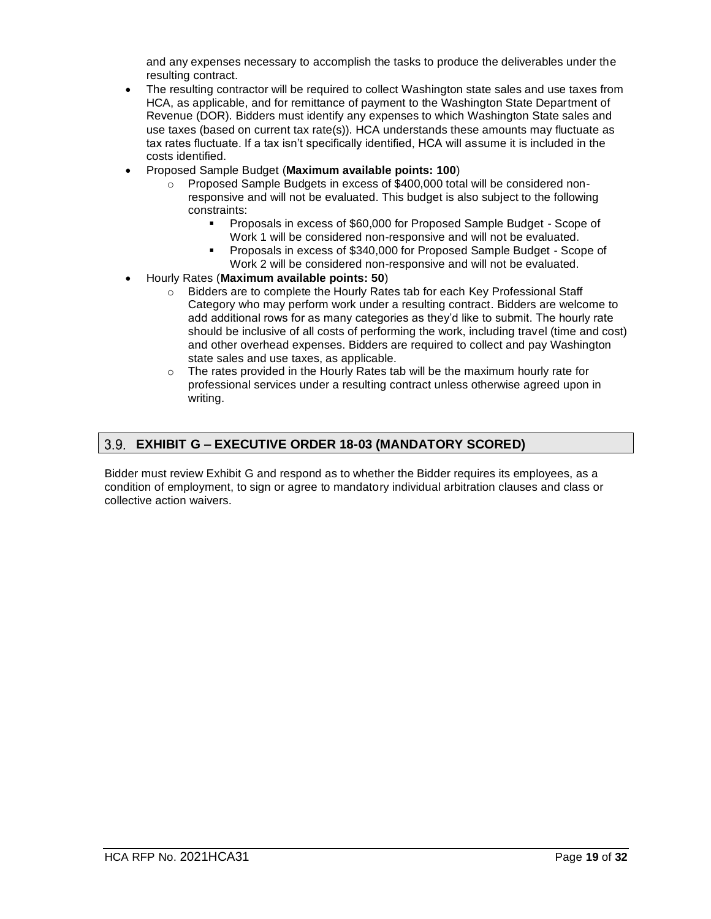and any expenses necessary to accomplish the tasks to produce the deliverables under the resulting contract.

- The resulting contractor will be required to collect Washington state sales and use taxes from HCA, as applicable, and for remittance of payment to the Washington State Department of Revenue (DOR). Bidders must identify any expenses to which Washington State sales and use taxes (based on current tax rate(s)). HCA understands these amounts may fluctuate as tax rates fluctuate. If a tax isn't specifically identified, HCA will assume it is included in the costs identified.
- Proposed Sample Budget (**Maximum available points: 100**)
  - Proposed Sample Budgets in excess of $400,000 total will be considered non-responsive and will not be evaluated. This budget is also subject to the following constraints:
    - Proposals in excess of $60,000 for Proposed Sample Budget - Scope of Work 1 will be considered non-responsive and will not be evaluated.
    - Proposals in excess of $340,000 for Proposed Sample Budget - Scope of Work 2 will be considered non-responsive and will not be evaluated.
- Hourly Rates (**Maximum available points: 50**)
  - Bidders are to complete the Hourly Rates tab for each Key Professional Staff Category who may perform work under a resulting contract. Bidders are welcome to add additional rows for as many categories as they'd like to submit. The hourly rate should be inclusive of all costs of performing the work, including travel (time and cost) and other overhead expenses. Bidders are required to collect and pay Washington state sales and use taxes, as applicable.
  - The rates provided in the Hourly Rates tab will be the maximum hourly rate for professional services under a resulting contract unless otherwise agreed upon in writing.

## 3.9. EXHIBIT G – EXECUTIVE ORDER 18-03 (MANDATORY SCORED)

Bidder must review Exhibit G and respond as to whether the Bidder requires its employees, as a condition of employment, to sign or agree to mandatory individual arbitration clauses and class or collective action waivers.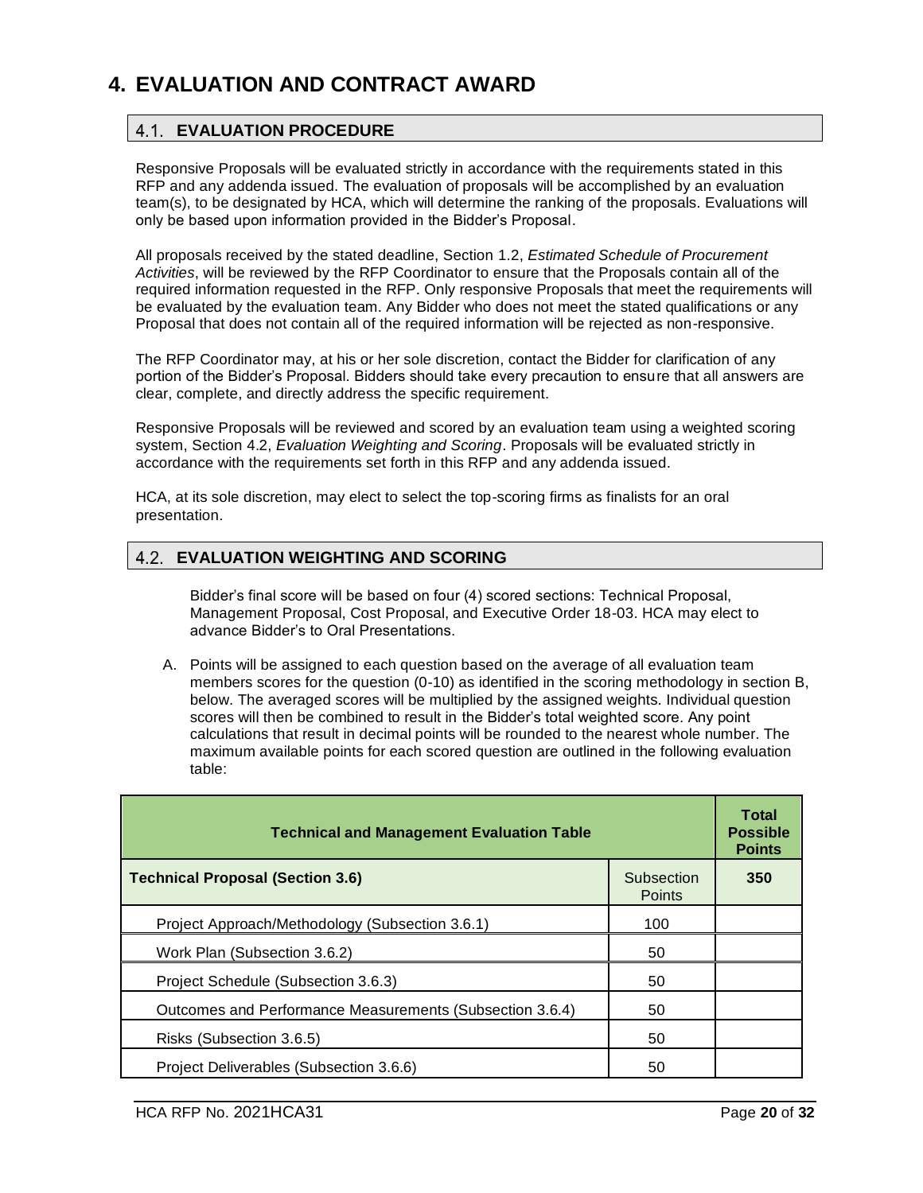# 4. EVALUATION AND CONTRACT AWARD

## 4.1. EVALUATION PROCEDURE

Responsive Proposals will be evaluated strictly in accordance with the requirements stated in this RFP and any addenda issued. The evaluation of proposals will be accomplished by an evaluation team(s), to be designated by HCA, which will determine the ranking of the proposals. Evaluations will only be based upon information provided in the Bidder's Proposal.

All proposals received by the stated deadline, Section 1.2, *Estimated Schedule of Procurement Activities*, will be reviewed by the RFP Coordinator to ensure that the Proposals contain all of the required information requested in the RFP. Only responsive Proposals that meet the requirements will be evaluated by the evaluation team. Any Bidder who does not meet the stated qualifications or any Proposal that does not contain all of the required information will be rejected as non-responsive.

The RFP Coordinator may, at his or her sole discretion, contact the Bidder for clarification of any portion of the Bidder's Proposal. Bidders should take every precaution to ensure that all answers are clear, complete, and directly address the specific requirement.

Responsive Proposals will be reviewed and scored by an evaluation team using a weighted scoring system, Section 4.2, *Evaluation Weighting and Scoring*. Proposals will be evaluated strictly in accordance with the requirements set forth in this RFP and any addenda issued.

HCA, at its sole discretion, may elect to select the top-scoring firms as finalists for an oral presentation.

## 4.2. EVALUATION WEIGHTING AND SCORING

Bidder's final score will be based on four (4) scored sections: Technical Proposal, Management Proposal, Cost Proposal, and Executive Order 18-03. HCA may elect to advance Bidder's to Oral Presentations.

A. Points will be assigned to each question based on the average of all evaluation team members scores for the question (0-10) as identified in the scoring methodology in section B, below. The averaged scores will be multiplied by the assigned weights. Individual question scores will then be combined to result in the Bidder's total weighted score. Any point calculations that result in decimal points will be rounded to the nearest whole number. The maximum available points for each scored question are outlined in the following evaluation table:

| Technical and Management Evaluation Table | | Total Possible Points |
|---|---|---|
| **Technical Proposal (Section 3.6)** | Subsection Points | **350** |
| Project Approach/Methodology (Subsection 3.6.1) | 100 | |
| Work Plan (Subsection 3.6.2) | 50 | |
| Project Schedule (Subsection 3.6.3) | 50 | |
| Outcomes and Performance Measurements (Subsection 3.6.4) | 50 | |
| Risks (Subsection 3.6.5) | 50 | |
| Project Deliverables (Subsection 3.6.6) | 50 | |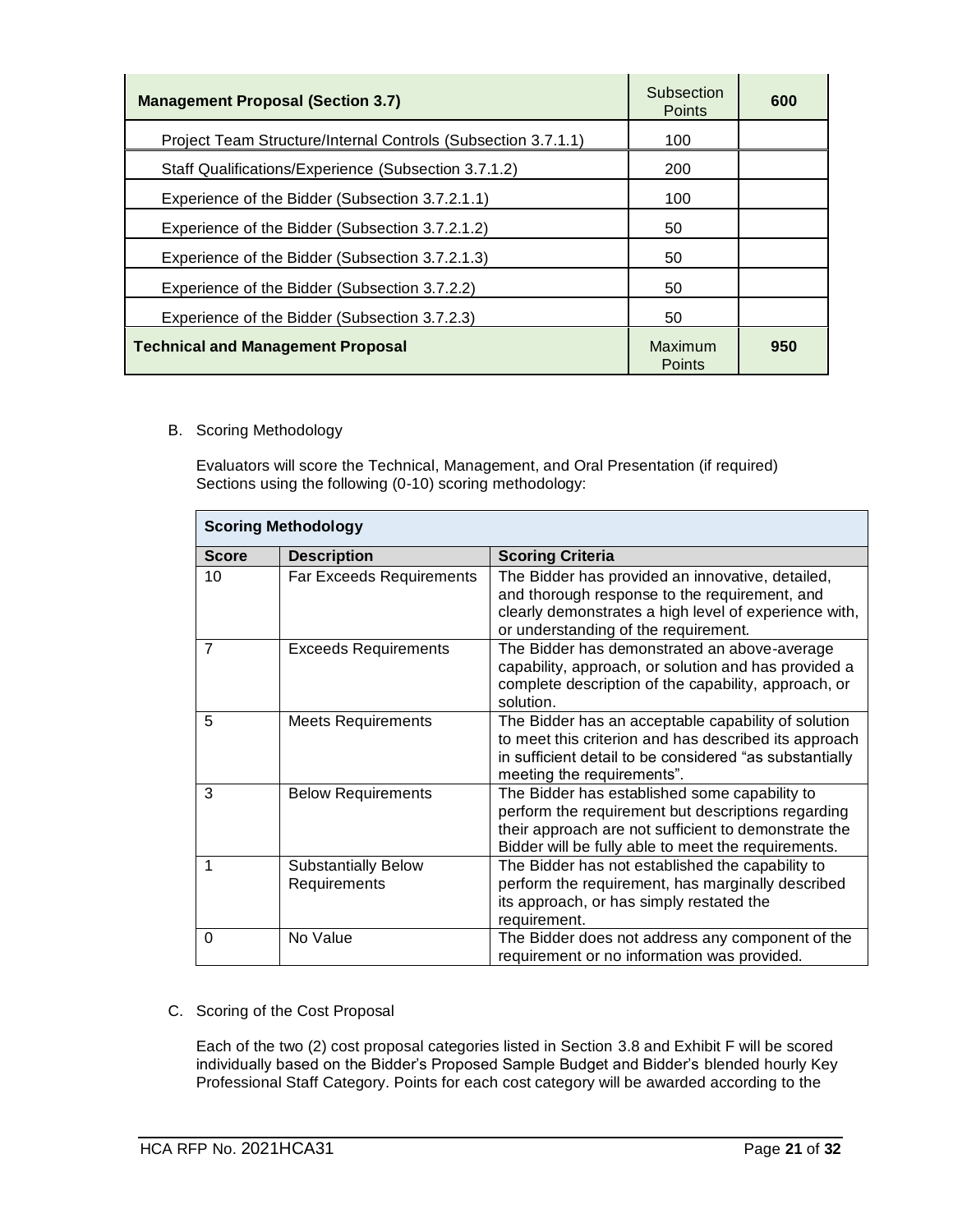| Management Proposal (Section 3.7) | Subsection Points | 600 |
|---|---|---|
| Project Team Structure/Internal Controls (Subsection 3.7.1.1) | 100 | |
| Staff Qualifications/Experience (Subsection 3.7.1.2) | 200 | |
| Experience of the Bidder (Subsection 3.7.2.1.1) | 100 | |
| Experience of the Bidder (Subsection 3.7.2.1.2) | 50 | |
| Experience of the Bidder (Subsection 3.7.2.1.3) | 50 | |
| Experience of the Bidder (Subsection 3.7.2.2) | 50 | |
| Experience of the Bidder (Subsection 3.7.2.3) | 50 | |
| **Technical and Management Proposal** | Maximum Points | **950** |

B. Scoring Methodology

Evaluators will score the Technical, Management, and Oral Presentation (if required) Sections using the following (0-10) scoring methodology:

| **Scoring Methodology** | | |
|---|---|---|
| **Score** | **Description** | **Scoring Criteria** |
| 10 | Far Exceeds Requirements | The Bidder has provided an innovative, detailed, and thorough response to the requirement, and clearly demonstrates a high level of experience with, or understanding of the requirement. |
| 7 | Exceeds Requirements | The Bidder has demonstrated an above-average capability, approach, or solution and has provided a complete description of the capability, approach, or solution. |
| 5 | Meets Requirements | The Bidder has an acceptable capability of solution to meet this criterion and has described its approach in sufficient detail to be considered "as substantially meeting the requirements". |
| 3 | Below Requirements | The Bidder has established some capability to perform the requirement but descriptions regarding their approach are not sufficient to demonstrate the Bidder will be fully able to meet the requirements. |
| 1 | Substantially Below Requirements | The Bidder has not established the capability to perform the requirement, has marginally described its approach, or has simply restated the requirement. |
| 0 | No Value | The Bidder does not address any component of the requirement or no information was provided. |

C. Scoring of the Cost Proposal

Each of the two (2) cost proposal categories listed in Section 3.8 and Exhibit F will be scored individually based on the Bidder's Proposed Sample Budget and Bidder's blended hourly Key Professional Staff Category. Points for each cost category will be awarded according to the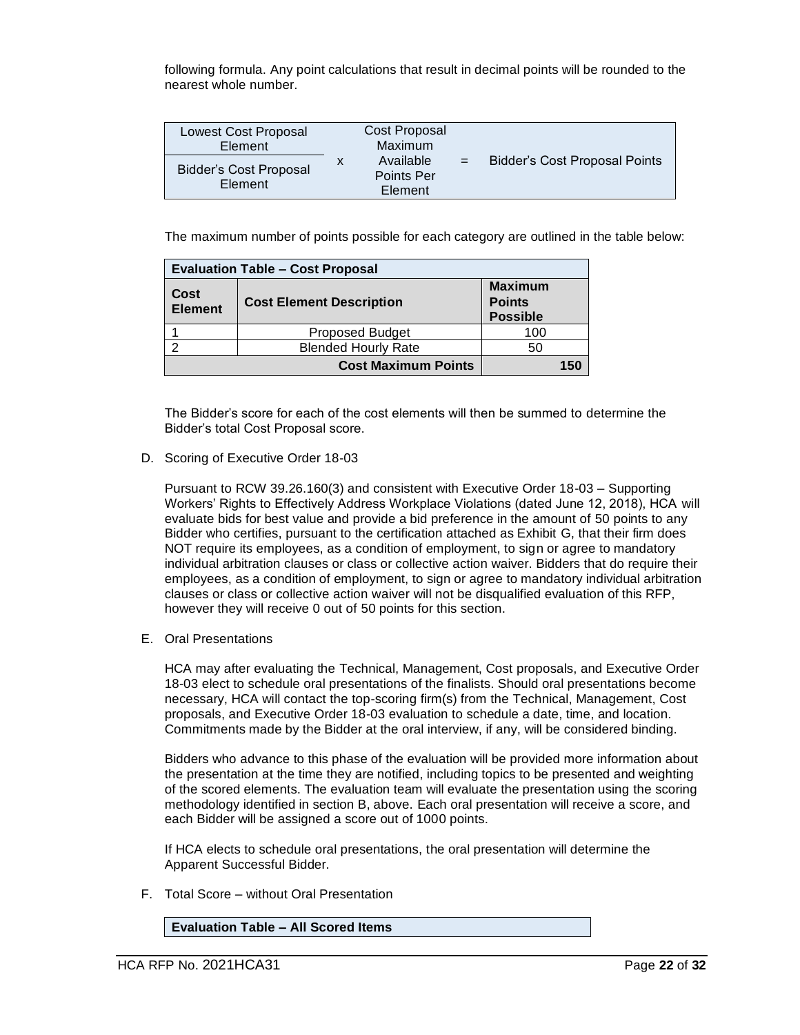following formula. Any point calculations that result in decimal points will be rounded to the nearest whole number.

$$\frac{\text{Lowest Cost Proposal Element}}{\text{Bidder's Cost Proposal Element}} \times \text{Cost Proposal Maximum Available Points Per Element} = \text{Bidder's Cost Proposal Points}$$

The maximum number of points possible for each category are outlined in the table below:

| **Evaluation Table – Cost Proposal** | | |
|---|---|---|
| **Cost Element** | **Cost Element Description** | **Maximum Points Possible** |
| 1 | Proposed Budget | 100 |
| 2 | Blended Hourly Rate | 50 |
| | **Cost Maximum Points** | **150** |

The Bidder's score for each of the cost elements will then be summed to determine the Bidder's total Cost Proposal score.

D. Scoring of Executive Order 18-03

Pursuant to RCW 39.26.160(3) and consistent with Executive Order 18-03 – Supporting Workers' Rights to Effectively Address Workplace Violations (dated June 12, 2018), HCA will evaluate bids for best value and provide a bid preference in the amount of 50 points to any Bidder who certifies, pursuant to the certification attached as Exhibit G, that their firm does NOT require its employees, as a condition of employment, to sign or agree to mandatory individual arbitration clauses or class or collective action waiver. Bidders that do require their employees, as a condition of employment, to sign or agree to mandatory individual arbitration clauses or class or collective action waiver will not be disqualified evaluation of this RFP, however they will receive 0 out of 50 points for this section.

E. Oral Presentations

HCA may after evaluating the Technical, Management, Cost proposals, and Executive Order 18-03 elect to schedule oral presentations of the finalists. Should oral presentations become necessary, HCA will contact the top-scoring firm(s) from the Technical, Management, Cost proposals, and Executive Order 18-03 evaluation to schedule a date, time, and location. Commitments made by the Bidder at the oral interview, if any, will be considered binding.

Bidders who advance to this phase of the evaluation will be provided more information about the presentation at the time they are notified, including topics to be presented and weighting of the scored elements. The evaluation team will evaluate the presentation using the scoring methodology identified in section B, above. Each oral presentation will receive a score, and each Bidder will be assigned a score out of 1000 points.

If HCA elects to schedule oral presentations, the oral presentation will determine the Apparent Successful Bidder.

F. Total Score – without Oral Presentation

| **Evaluation Table – All Scored Items** |
|---|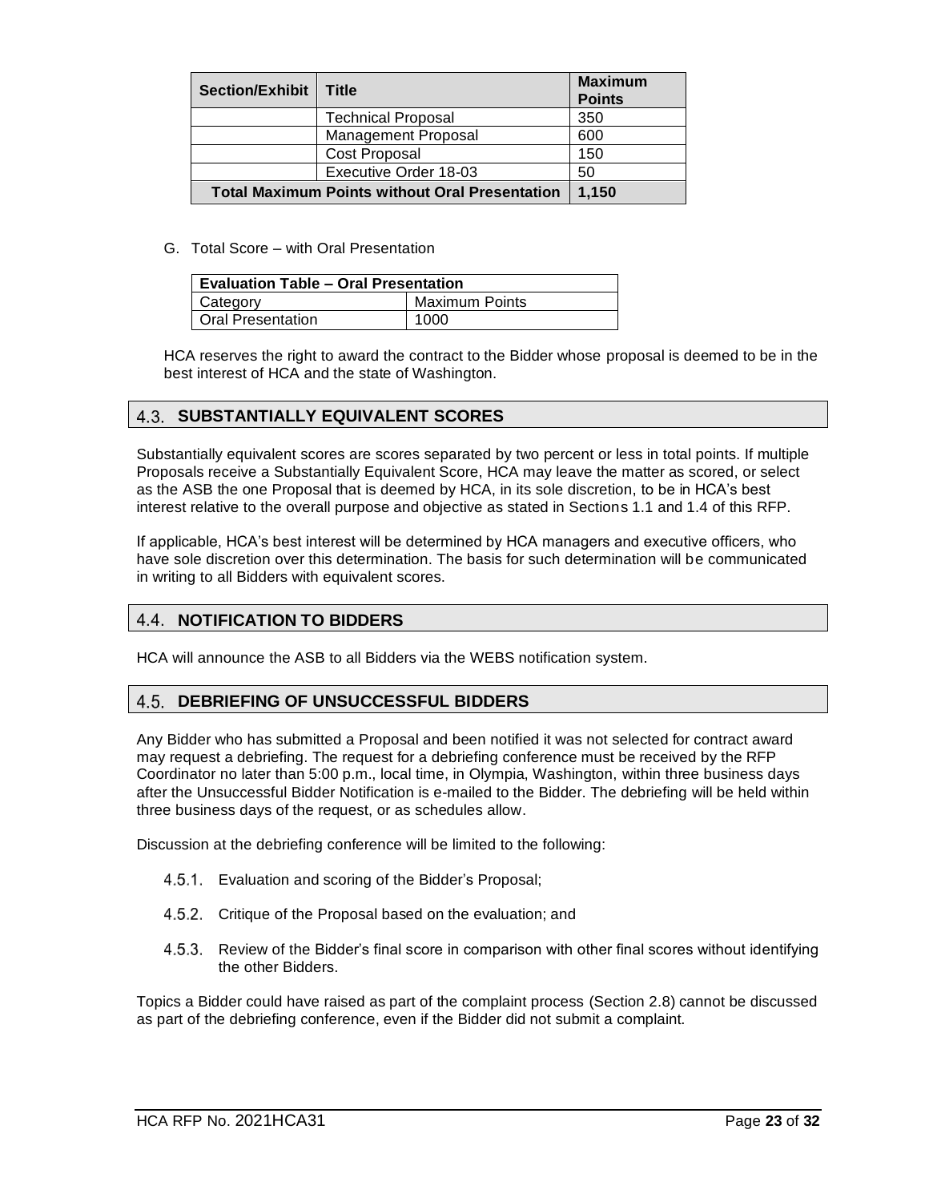| Section/Exhibit | Title | Maximum Points |
|---|---|---|
| | Technical Proposal | 350 |
| | Management Proposal | 600 |
| | Cost Proposal | 150 |
| | Executive Order 18-03 | 50 |
| **Total Maximum Points without Oral Presentation** | | **1,150** |

G. Total Score – with Oral Presentation

| **Evaluation Table – Oral Presentation** | |
|---|---|
| Category | Maximum Points |
| Oral Presentation | 1000 |

HCA reserves the right to award the contract to the Bidder whose proposal is deemed to be in the best interest of HCA and the state of Washington.

## 4.3. SUBSTANTIALLY EQUIVALENT SCORES

Substantially equivalent scores are scores separated by two percent or less in total points. If multiple Proposals receive a Substantially Equivalent Score, HCA may leave the matter as scored, or select as the ASB the one Proposal that is deemed by HCA, in its sole discretion, to be in HCA's best interest relative to the overall purpose and objective as stated in Sections 1.1 and 1.4 of this RFP.

If applicable, HCA's best interest will be determined by HCA managers and executive officers, who have sole discretion over this determination. The basis for such determination will be communicated in writing to all Bidders with equivalent scores.

## 4.4. NOTIFICATION TO BIDDERS

HCA will announce the ASB to all Bidders via the WEBS notification system.

## 4.5. DEBRIEFING OF UNSUCCESSFUL BIDDERS

Any Bidder who has submitted a Proposal and been notified it was not selected for contract award may request a debriefing. The request for a debriefing conference must be received by the RFP Coordinator no later than 5:00 p.m., local time, in Olympia, Washington, within three business days after the Unsuccessful Bidder Notification is e-mailed to the Bidder. The debriefing will be held within three business days of the request, or as schedules allow.

Discussion at the debriefing conference will be limited to the following:

4.5.1. Evaluation and scoring of the Bidder's Proposal;

4.5.2. Critique of the Proposal based on the evaluation; and

4.5.3. Review of the Bidder's final score in comparison with other final scores without identifying the other Bidders.

Topics a Bidder could have raised as part of the complaint process (Section 2.8) cannot be discussed as part of the debriefing conference, even if the Bidder did not submit a complaint.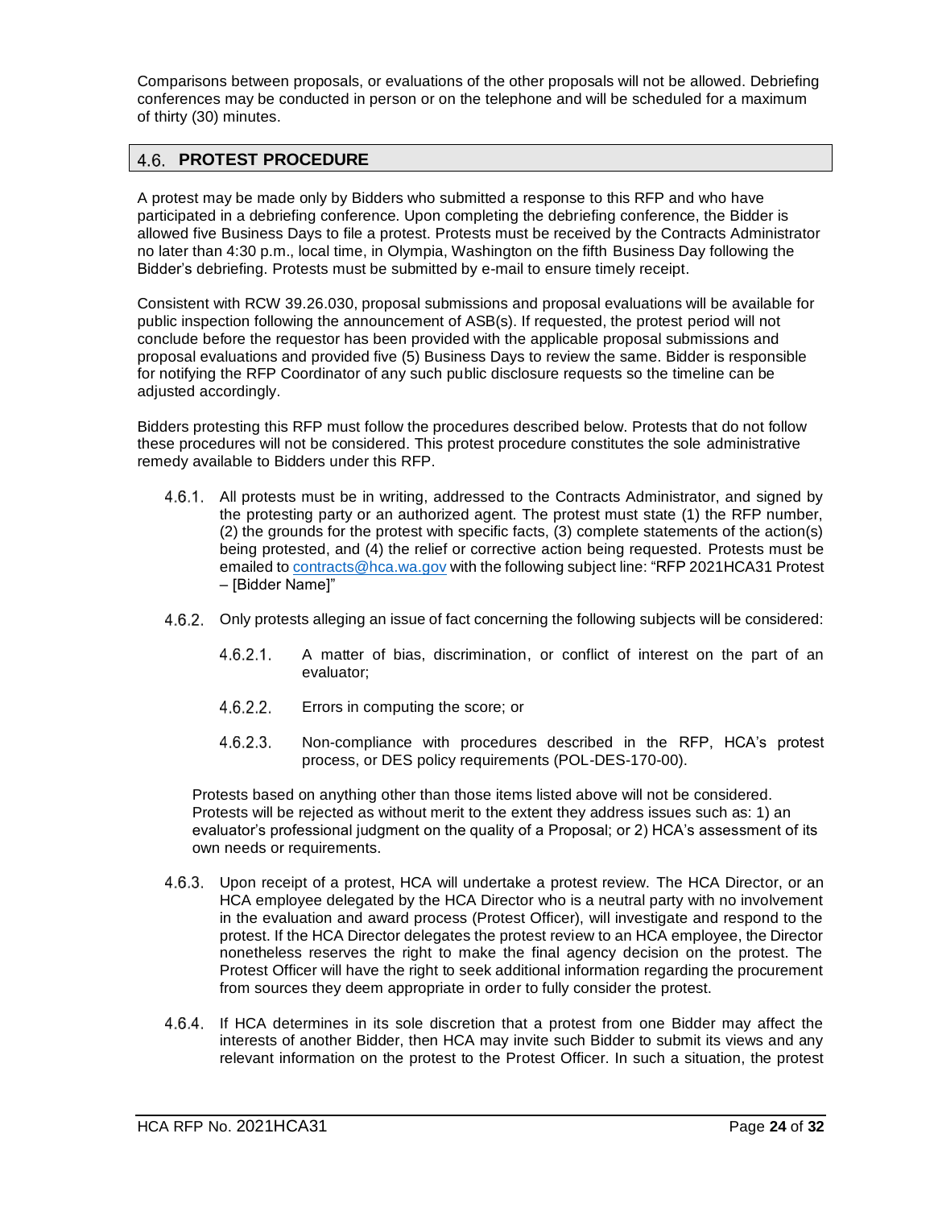Comparisons between proposals, or evaluations of the other proposals will not be allowed. Debriefing conferences may be conducted in person or on the telephone and will be scheduled for a maximum of thirty (30) minutes.

## 4.6. PROTEST PROCEDURE

A protest may be made only by Bidders who submitted a response to this RFP and who have participated in a debriefing conference. Upon completing the debriefing conference, the Bidder is allowed five Business Days to file a protest. Protests must be received by the Contracts Administrator no later than 4:30 p.m., local time, in Olympia, Washington on the fifth Business Day following the Bidder's debriefing. Protests must be submitted by e-mail to ensure timely receipt.

Consistent with RCW 39.26.030, proposal submissions and proposal evaluations will be available for public inspection following the announcement of ASB(s). If requested, the protest period will not conclude before the requestor has been provided with the applicable proposal submissions and proposal evaluations and provided five (5) Business Days to review the same. Bidder is responsible for notifying the RFP Coordinator of any such public disclosure requests so the timeline can be adjusted accordingly.

Bidders protesting this RFP must follow the procedures described below. Protests that do not follow these procedures will not be considered. This protest procedure constitutes the sole administrative remedy available to Bidders under this RFP.

4.6.1. All protests must be in writing, addressed to the Contracts Administrator, and signed by the protesting party or an authorized agent. The protest must state (1) the RFP number, (2) the grounds for the protest with specific facts, (3) complete statements of the action(s) being protested, and (4) the relief or corrective action being requested. Protests must be emailed to contracts@hca.wa.gov with the following subject line: "RFP 2021HCA31 Protest – [Bidder Name]"

4.6.2. Only protests alleging an issue of fact concerning the following subjects will be considered:

4.6.2.1. A matter of bias, discrimination, or conflict of interest on the part of an evaluator;

4.6.2.2. Errors in computing the score; or

4.6.2.3. Non-compliance with procedures described in the RFP, HCA's protest process, or DES policy requirements (POL-DES-170-00).

Protests based on anything other than those items listed above will not be considered. Protests will be rejected as without merit to the extent they address issues such as: 1) an evaluator's professional judgment on the quality of a Proposal; or 2) HCA's assessment of its own needs or requirements.

4.6.3. Upon receipt of a protest, HCA will undertake a protest review. The HCA Director, or an HCA employee delegated by the HCA Director who is a neutral party with no involvement in the evaluation and award process (Protest Officer), will investigate and respond to the protest. If the HCA Director delegates the protest review to an HCA employee, the Director nonetheless reserves the right to make the final agency decision on the protest. The Protest Officer will have the right to seek additional information regarding the procurement from sources they deem appropriate in order to fully consider the protest.

4.6.4. If HCA determines in its sole discretion that a protest from one Bidder may affect the interests of another Bidder, then HCA may invite such Bidder to submit its views and any relevant information on the protest to the Protest Officer. In such a situation, the protest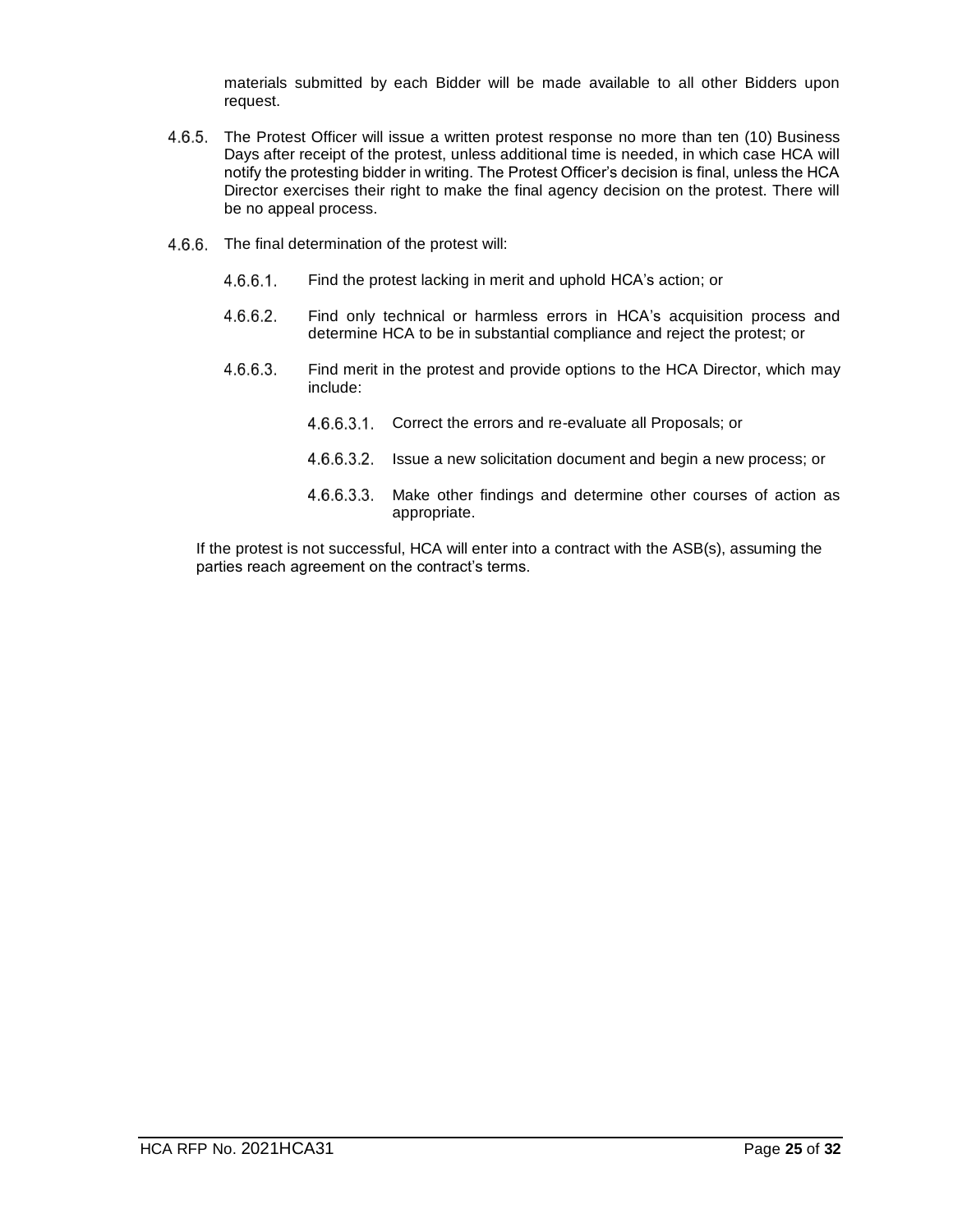materials submitted by each Bidder will be made available to all other Bidders upon request.

4.6.5. The Protest Officer will issue a written protest response no more than ten (10) Business Days after receipt of the protest, unless additional time is needed, in which case HCA will notify the protesting bidder in writing. The Protest Officer's decision is final, unless the HCA Director exercises their right to make the final agency decision on the protest. There will be no appeal process.

4.6.6. The final determination of the protest will:

4.6.6.1. Find the protest lacking in merit and uphold HCA's action; or

4.6.6.2. Find only technical or harmless errors in HCA's acquisition process and determine HCA to be in substantial compliance and reject the protest; or

4.6.6.3. Find merit in the protest and provide options to the HCA Director, which may include:

4.6.6.3.1. Correct the errors and re-evaluate all Proposals; or

4.6.6.3.2. Issue a new solicitation document and begin a new process; or

4.6.6.3.3. Make other findings and determine other courses of action as appropriate.

If the protest is not successful, HCA will enter into a contract with the ASB(s), assuming the parties reach agreement on the contract's terms.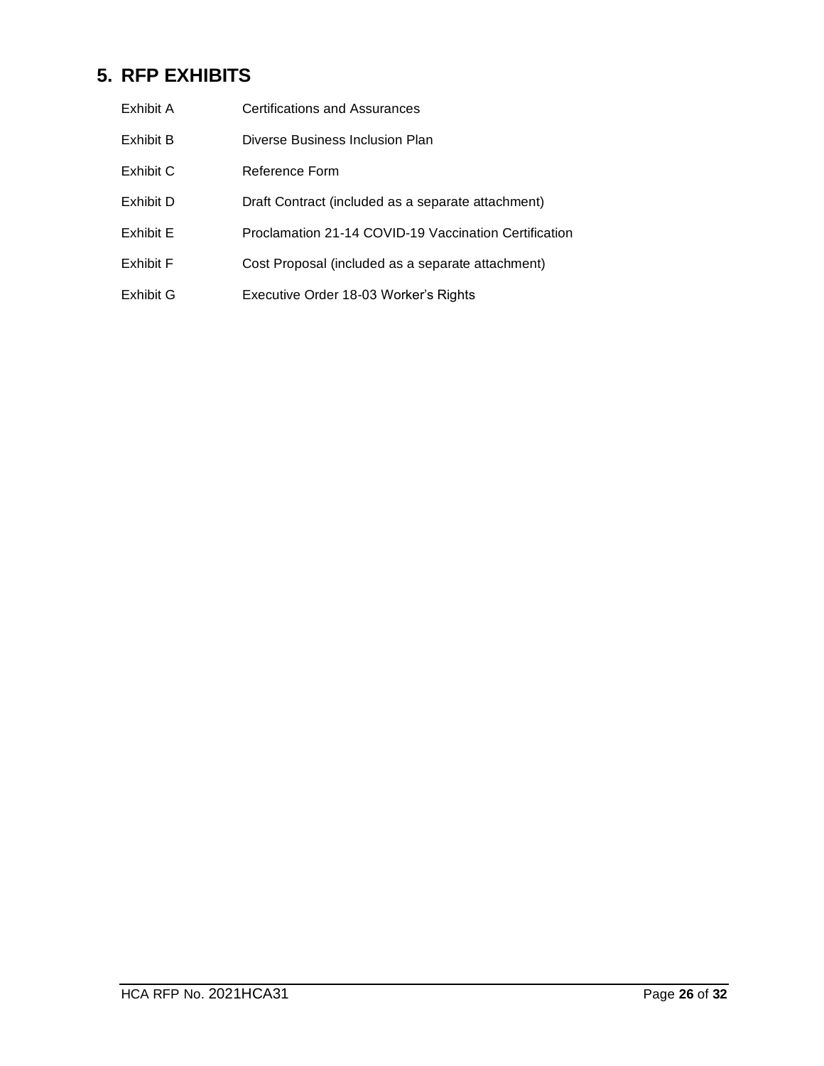# 5. RFP EXHIBITS

| | |
|---|---|
| Exhibit A | Certifications and Assurances |
| Exhibit B | Diverse Business Inclusion Plan |
| Exhibit C | Reference Form |
| Exhibit D | Draft Contract (included as a separate attachment) |
| Exhibit E | Proclamation 21-14 COVID-19 Vaccination Certification |
| Exhibit F | Cost Proposal (included as a separate attachment) |
| Exhibit G | Executive Order 18-03 Worker's Rights |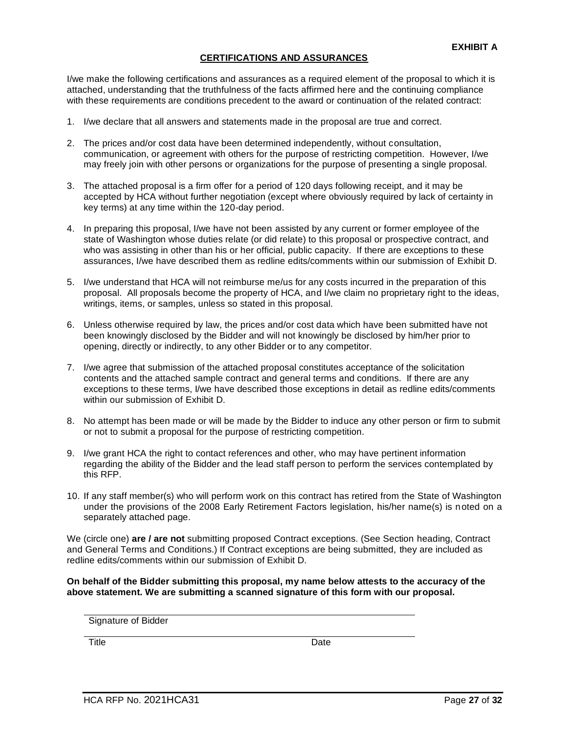**EXHIBIT A**

## CERTIFICATIONS AND ASSURANCES

I/we make the following certifications and assurances as a required element of the proposal to which it is attached, understanding that the truthfulness of the facts affirmed here and the continuing compliance with these requirements are conditions precedent to the award or continuation of the related contract:

1. I/we declare that all answers and statements made in the proposal are true and correct.
2. The prices and/or cost data have been determined independently, without consultation, communication, or agreement with others for the purpose of restricting competition. However, I/we may freely join with other persons or organizations for the purpose of presenting a single proposal.
3. The attached proposal is a firm offer for a period of 120 days following receipt, and it may be accepted by HCA without further negotiation (except where obviously required by lack of certainty in key terms) at any time within the 120-day period.
4. In preparing this proposal, I/we have not been assisted by any current or former employee of the state of Washington whose duties relate (or did relate) to this proposal or prospective contract, and who was assisting in other than his or her official, public capacity. If there are exceptions to these assurances, I/we have described them as redline edits/comments within our submission of Exhibit D.
5. I/we understand that HCA will not reimburse me/us for any costs incurred in the preparation of this proposal. All proposals become the property of HCA, and I/we claim no proprietary right to the ideas, writings, items, or samples, unless so stated in this proposal.
6. Unless otherwise required by law, the prices and/or cost data which have been submitted have not been knowingly disclosed by the Bidder and will not knowingly be disclosed by him/her prior to opening, directly or indirectly, to any other Bidder or to any competitor.
7. I/we agree that submission of the attached proposal constitutes acceptance of the solicitation contents and the attached sample contract and general terms and conditions. If there are any exceptions to these terms, I/we have described those exceptions in detail as redline edits/comments within our submission of Exhibit D.
8. No attempt has been made or will be made by the Bidder to induce any other person or firm to submit or not to submit a proposal for the purpose of restricting competition.
9. I/we grant HCA the right to contact references and other, who may have pertinent information regarding the ability of the Bidder and the lead staff person to perform the services contemplated by this RFP.
10. If any staff member(s) who will perform work on this contract has retired from the State of Washington under the provisions of the 2008 Early Retirement Factors legislation, his/her name(s) is noted on a separately attached page.

We (circle one) **are / are not** submitting proposed Contract exceptions. (See Section heading, Contract and General Terms and Conditions.) If Contract exceptions are being submitted, they are included as redline edits/comments within our submission of Exhibit D.

**On behalf of the Bidder submitting this proposal, my name below attests to the accuracy of the above statement. We are submitting a scanned signature of this form with our proposal.**

Signature of Bidder

Title Date

HCA RFP No. 2021HCA31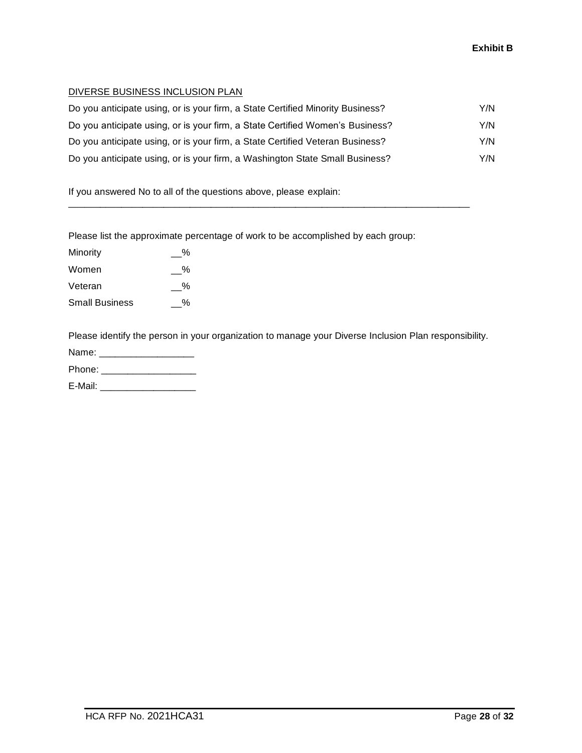**Exhibit B**

<u>DIVERSE BUSINESS INCLUSION PLAN</u>

| | |
|---|---|
| Do you anticipate using, or is your firm, a State Certified Minority Business? | Y/N |
| Do you anticipate using, or is your firm, a State Certified Women's Business? | Y/N |
| Do you anticipate using, or is your firm, a State Certified Veteran Business? | Y/N |
| Do you anticipate using, or is your firm, a Washington State Small Business? | Y/N |

If you answered No to all of the questions above, please explain:

______________________________________________________________________________

Please list the approximate percentage of work to be accomplished by each group:

| | |
|---|---|
| Minority | __% |
| Women | __% |
| Veteran | __% |
| Small Business | __% |

Please identify the person in your organization to manage your Diverse Inclusion Plan responsibility.

Name: __________________

Phone: __________________

E-Mail: __________________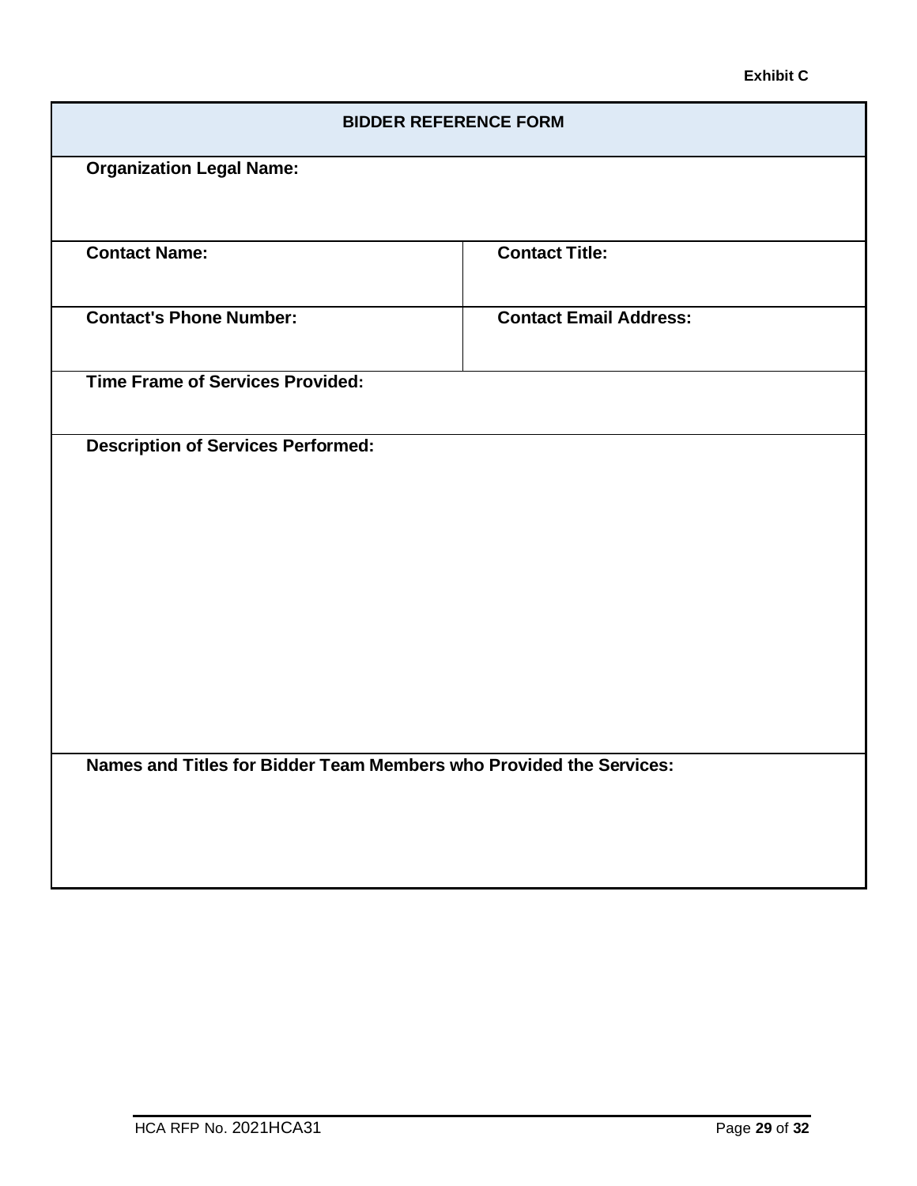**Exhibit C**

| BIDDER REFERENCE FORM | |
|---|---|
| **Organization Legal Name:** | |
| **Contact Name:** | **Contact Title:** |
| **Contact's Phone Number:** | **Contact Email Address:** |
| **Time Frame of Services Provided:** | |
| **Description of Services Performed:** | |
| **Names and Titles for Bidder Team Members who Provided the Services:** | |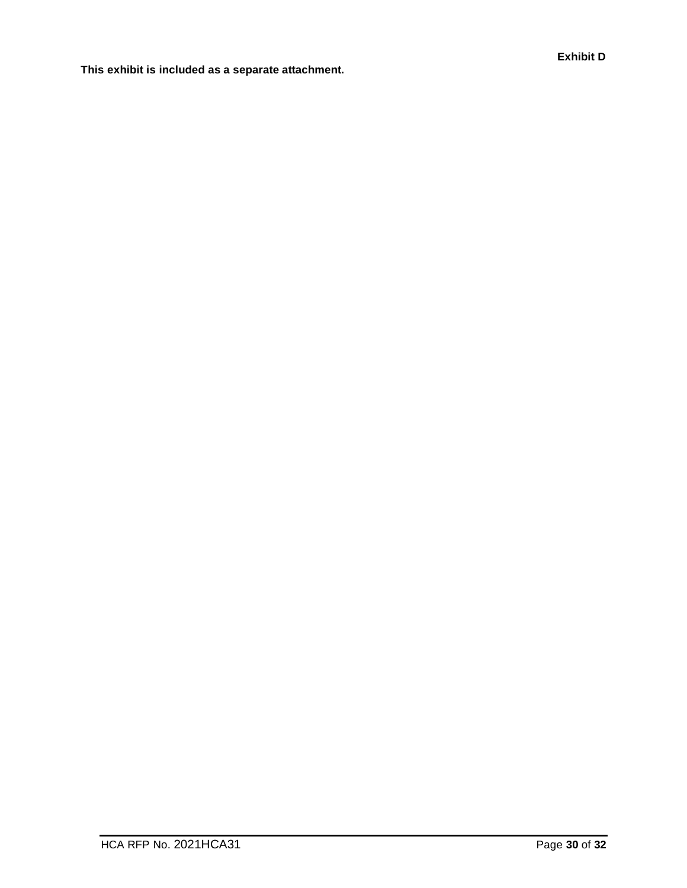**Exhibit D**

**This exhibit is included as a separate attachment.**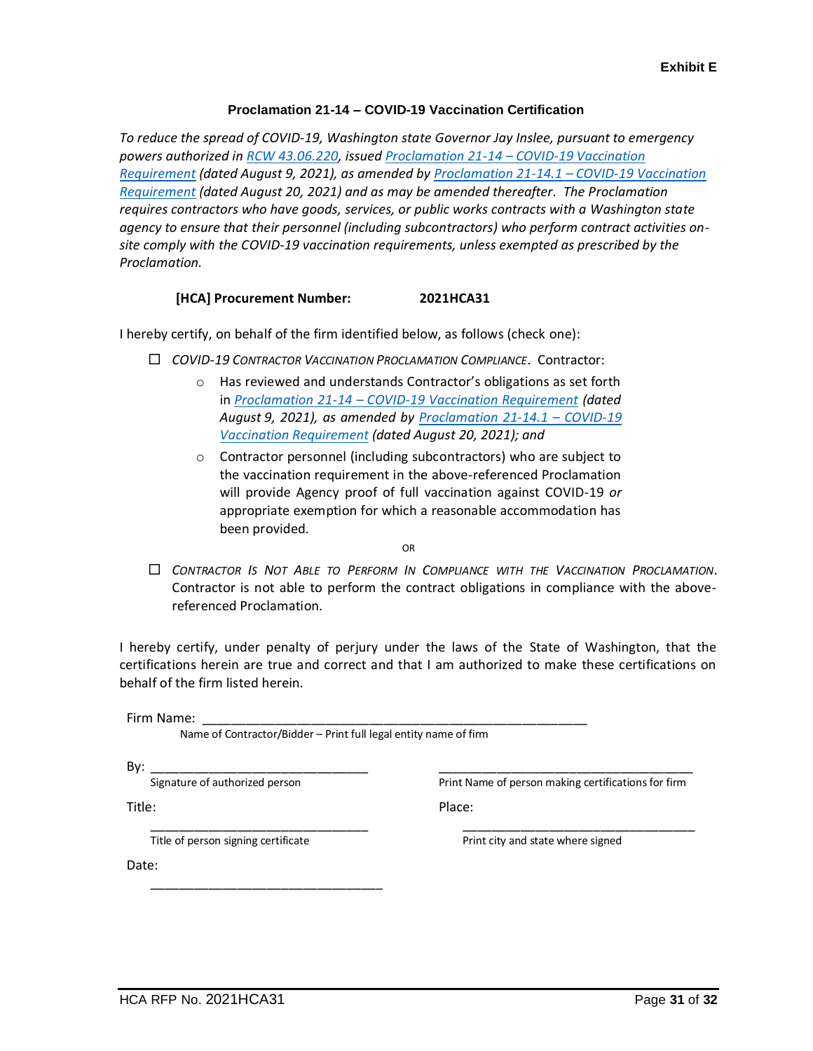**Exhibit E**

## Proclamation 21-14 – COVID-19 Vaccination Certification

*To reduce the spread of COVID-19, Washington state Governor Jay Inslee, pursuant to emergency powers authorized in [RCW 43.06.220](), issued [Proclamation 21-14 – COVID-19 Vaccination Requirement]() (dated August 9, 2021), as amended by [Proclamation 21-14.1 – COVID-19 Vaccination Requirement]() (dated August 20, 2021) and as may be amended thereafter. The Proclamation requires contractors who have goods, services, or public works contracts with a Washington state agency to ensure that their personnel (including subcontractors) who perform contract activities on-site comply with the COVID-19 vaccination requirements, unless exempted as prescribed by the Proclamation.*

**[HCA] Procurement Number:** **2021HCA31**

I hereby certify, on behalf of the firm identified below, as follows (check one):

☐ *COVID-19 Contractor Vaccination Proclamation Compliance*. Contractor:

- Has reviewed and understands Contractor's obligations as set forth in *[Proclamation 21-14 – COVID-19 Vaccination Requirement]() (dated August 9, 2021), as amended by [Proclamation 21-14.1 – COVID-19 Vaccination Requirement]() (dated August 20, 2021); and*
- Contractor personnel (including subcontractors) who are subject to the vaccination requirement in the above-referenced Proclamation will provide Agency proof of full vaccination against COVID-19 *or* appropriate exemption for which a reasonable accommodation has been provided.

OR

☐ *Contractor Is Not Able to Perform In Compliance with the Vaccination Proclamation*. Contractor is not able to perform the contract obligations in compliance with the above-referenced Proclamation.

I hereby certify, under penalty of perjury under the laws of the State of Washington, that the certifications herein are true and correct and that I am authorized to make these certifications on behalf of the firm listed herein.

Firm Name: ______________________________________________________
Name of Contractor/Bidder – Print full legal entity name of firm

By: ______________________________ ____________________________________
Signature of authorized person Print Name of person making certifications for firm

Title: ______________________________ Place: ______________________________
Title of person signing certificate Print city and state where signed

Date: ______________________________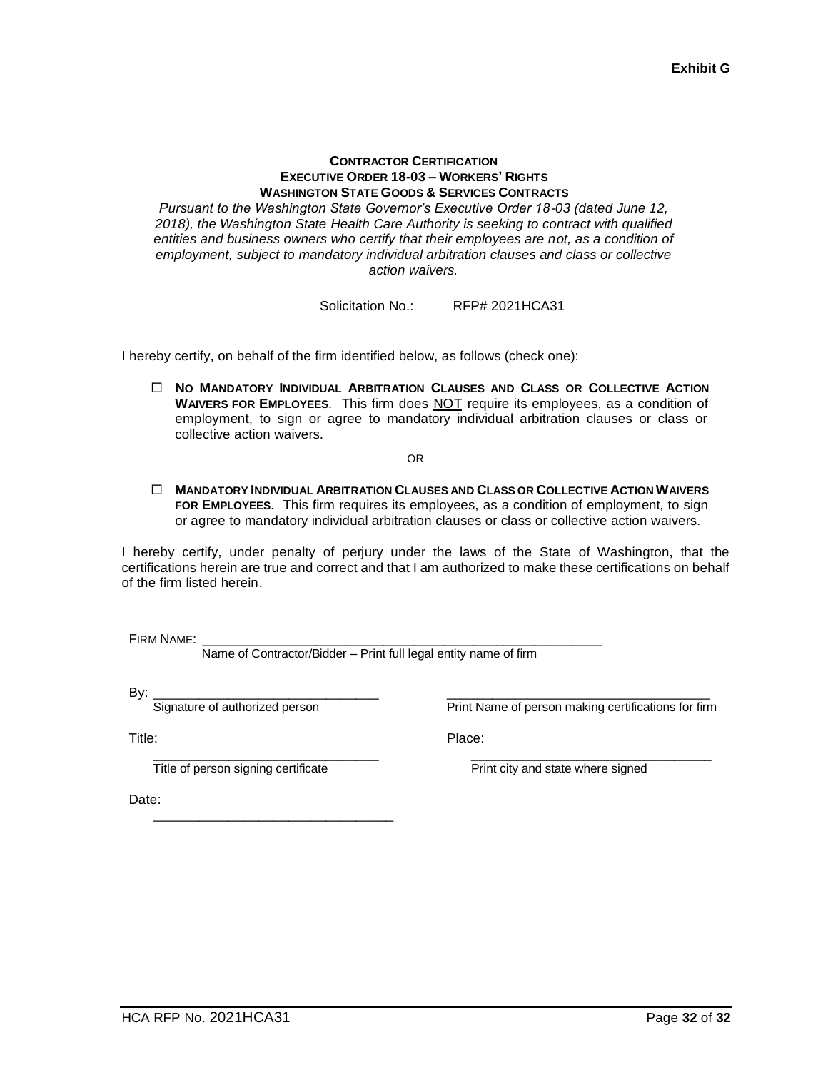**Exhibit G**

**CONTRACTOR CERTIFICATION**
**EXECUTIVE ORDER 18-03 – WORKERS' RIGHTS**
**WASHINGTON STATE GOODS & SERVICES CONTRACTS**

*Pursuant to the Washington State Governor's Executive Order 18-03 (dated June 12, 2018), the Washington State Health Care Authority is seeking to contract with qualified entities and business owners who certify that their employees are not, as a condition of employment, subject to mandatory individual arbitration clauses and class or collective action waivers.*

Solicitation No.: RFP# 2021HCA31

I hereby certify, on behalf of the firm identified below, as follows (check one):

☐ **NO MANDATORY INDIVIDUAL ARBITRATION CLAUSES AND CLASS OR COLLECTIVE ACTION WAIVERS FOR EMPLOYEES**. This firm does NOT require its employees, as a condition of employment, to sign or agree to mandatory individual arbitration clauses or class or collective action waivers.

OR

☐ **MANDATORY INDIVIDUAL ARBITRATION CLAUSES AND CLASS OR COLLECTIVE ACTION WAIVERS FOR EMPLOYEES**. This firm requires its employees, as a condition of employment, to sign or agree to mandatory individual arbitration clauses or class or collective action waivers.

I hereby certify, under penalty of perjury under the laws of the State of Washington, that the certifications herein are true and correct and that I am authorized to make these certifications on behalf of the firm listed herein.

FIRM NAME: ____________________________________________________
Name of Contractor/Bidder – Print full legal entity name of firm

By: ______________________________ ______________________________
Signature of authorized person  Print Name of person making certifications for firm

Title: ______________________________  Place: ______________________________
Title of person signing certificate  Print city and state where signed

Date: ______________________________